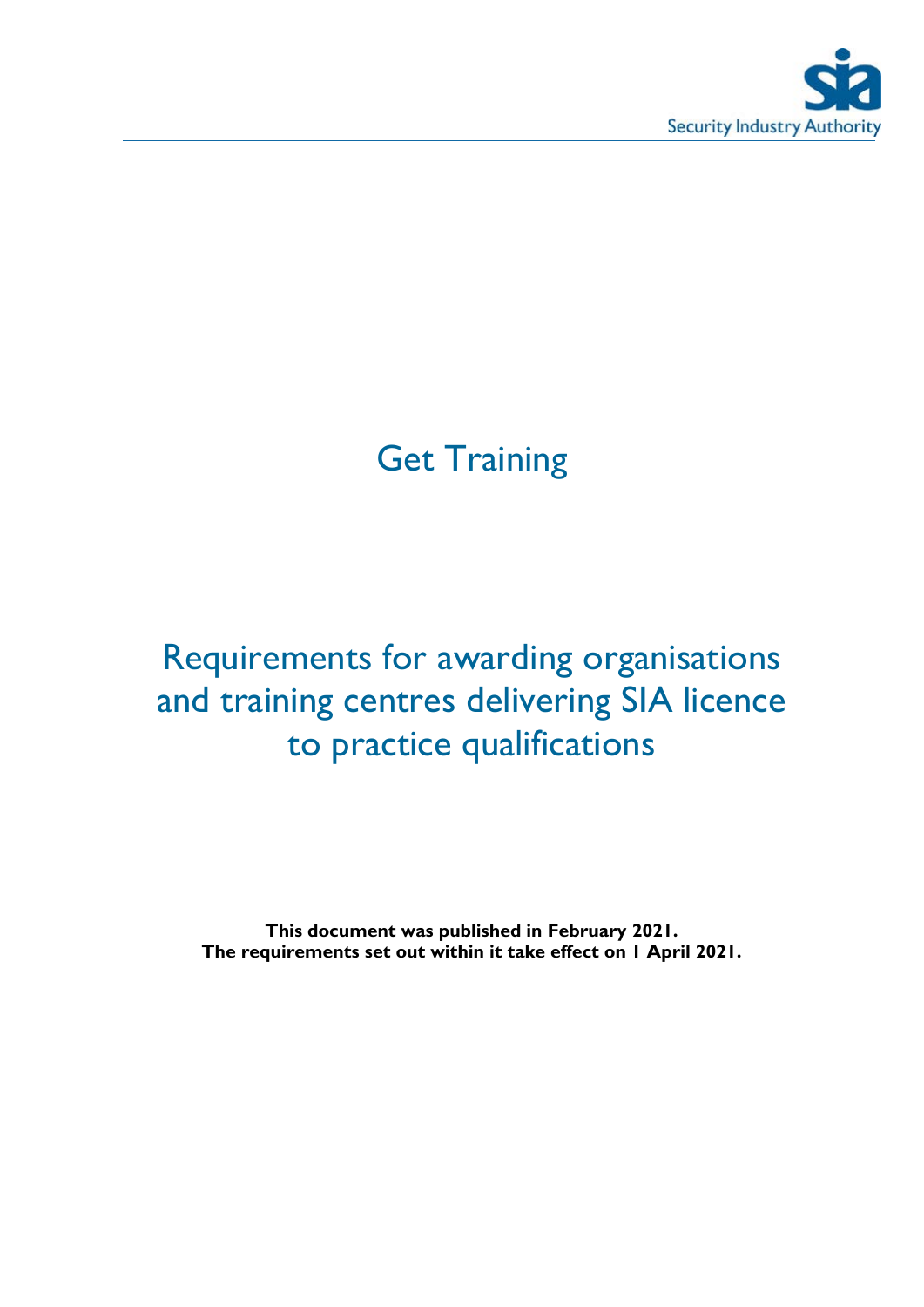# Get Training

# Requirements for awarding organisations and training centres delivering SIA licence to practice qualifications

**This document was published in February 2021.**
**The requirements set out within it take effect on 1 April 2021.**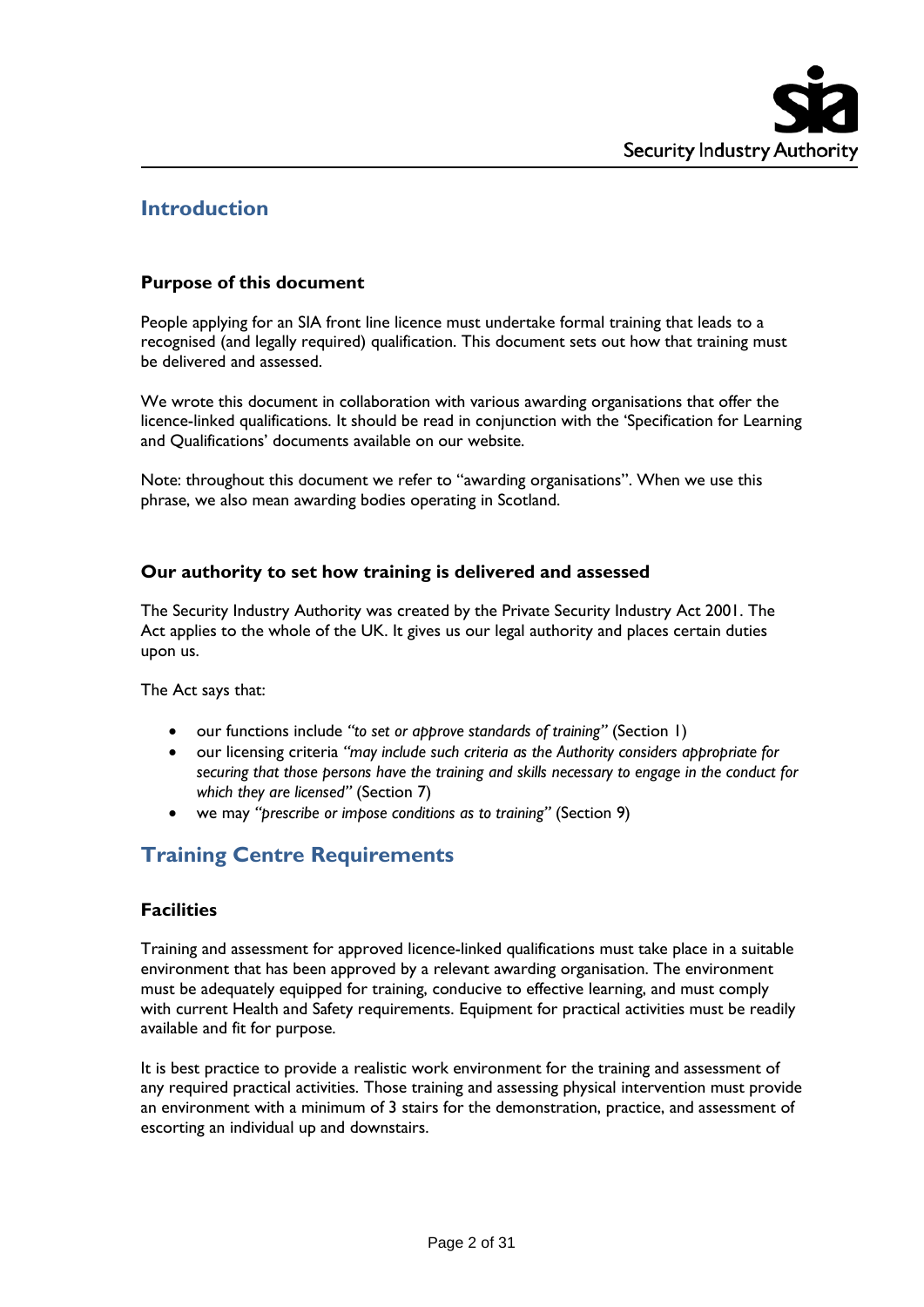## Introduction

### Purpose of this document

People applying for an SIA front line licence must undertake formal training that leads to a recognised (and legally required) qualification. This document sets out how that training must be delivered and assessed.

We wrote this document in collaboration with various awarding organisations that offer the licence-linked qualifications. It should be read in conjunction with the 'Specification for Learning and Qualifications' documents available on our website.

Note: throughout this document we refer to "awarding organisations". When we use this phrase, we also mean awarding bodies operating in Scotland.

### Our authority to set how training is delivered and assessed

The Security Industry Authority was created by the Private Security Industry Act 2001. The Act applies to the whole of the UK. It gives us our legal authority and places certain duties upon us.

The Act says that:

- our functions include *"to set or approve standards of training"* (Section 1)
- our licensing criteria *"may include such criteria as the Authority considers appropriate for securing that those persons have the training and skills necessary to engage in the conduct for which they are licensed"* (Section 7)
- we may *"prescribe or impose conditions as to training"* (Section 9)

## Training Centre Requirements

### Facilities

Training and assessment for approved licence-linked qualifications must take place in a suitable environment that has been approved by a relevant awarding organisation. The environment must be adequately equipped for training, conducive to effective learning, and must comply with current Health and Safety requirements. Equipment for practical activities must be readily available and fit for purpose.

It is best practice to provide a realistic work environment for the training and assessment of any required practical activities. Those training and assessing physical intervention must provide an environment with a minimum of 3 stairs for the demonstration, practice, and assessment of escorting an individual up and downstairs.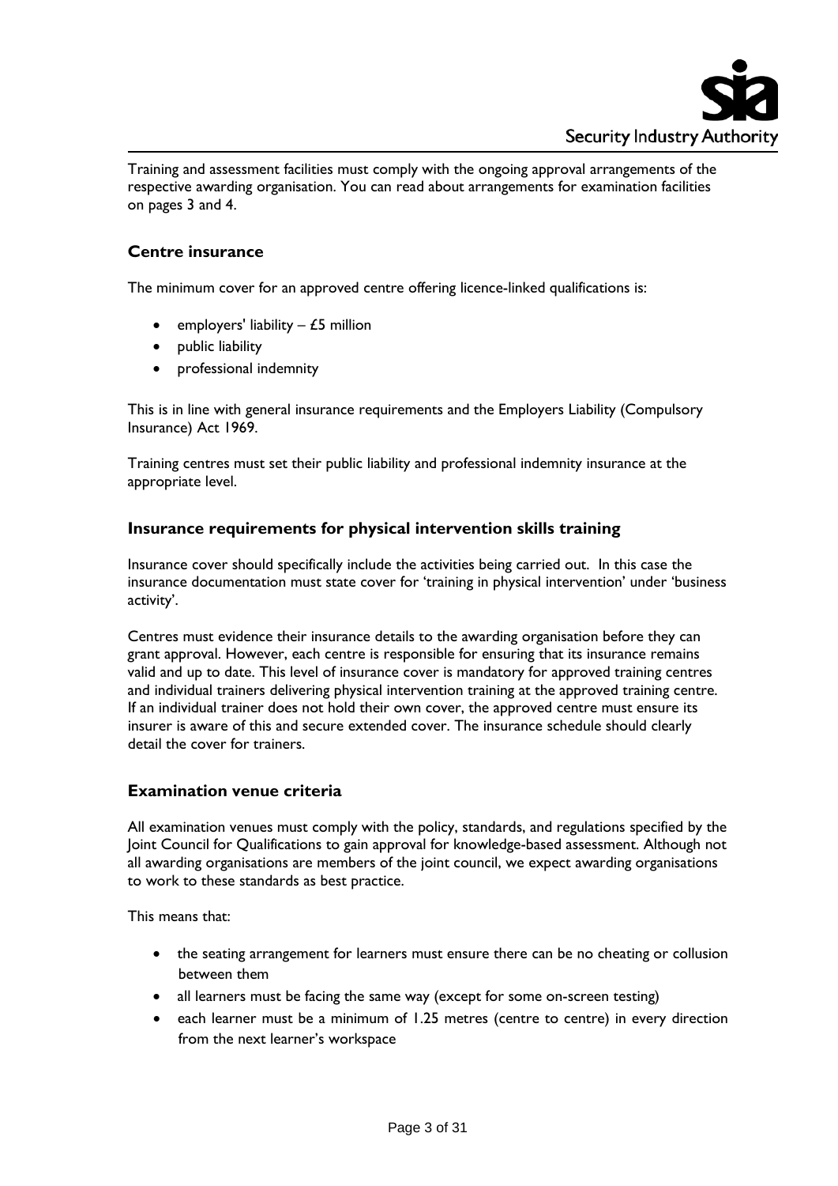Training and assessment facilities must comply with the ongoing approval arrangements of the respective awarding organisation. You can read about arrangements for examination facilities on pages 3 and 4.

### Centre insurance

The minimum cover for an approved centre offering licence-linked qualifications is:

- employers' liability – £5 million
- public liability
- professional indemnity

This is in line with general insurance requirements and the Employers Liability (Compulsory Insurance) Act 1969.

Training centres must set their public liability and professional indemnity insurance at the appropriate level.

### Insurance requirements for physical intervention skills training

Insurance cover should specifically include the activities being carried out. In this case the insurance documentation must state cover for 'training in physical intervention' under 'business activity'.

Centres must evidence their insurance details to the awarding organisation before they can grant approval. However, each centre is responsible for ensuring that its insurance remains valid and up to date. This level of insurance cover is mandatory for approved training centres and individual trainers delivering physical intervention training at the approved training centre. If an individual trainer does not hold their own cover, the approved centre must ensure its insurer is aware of this and secure extended cover. The insurance schedule should clearly detail the cover for trainers.

### Examination venue criteria

All examination venues must comply with the policy, standards, and regulations specified by the Joint Council for Qualifications to gain approval for knowledge-based assessment. Although not all awarding organisations are members of the joint council, we expect awarding organisations to work to these standards as best practice.

This means that:

- the seating arrangement for learners must ensure there can be no cheating or collusion between them
- all learners must be facing the same way (except for some on-screen testing)
- each learner must be a minimum of 1.25 metres (centre to centre) in every direction from the next learner's workspace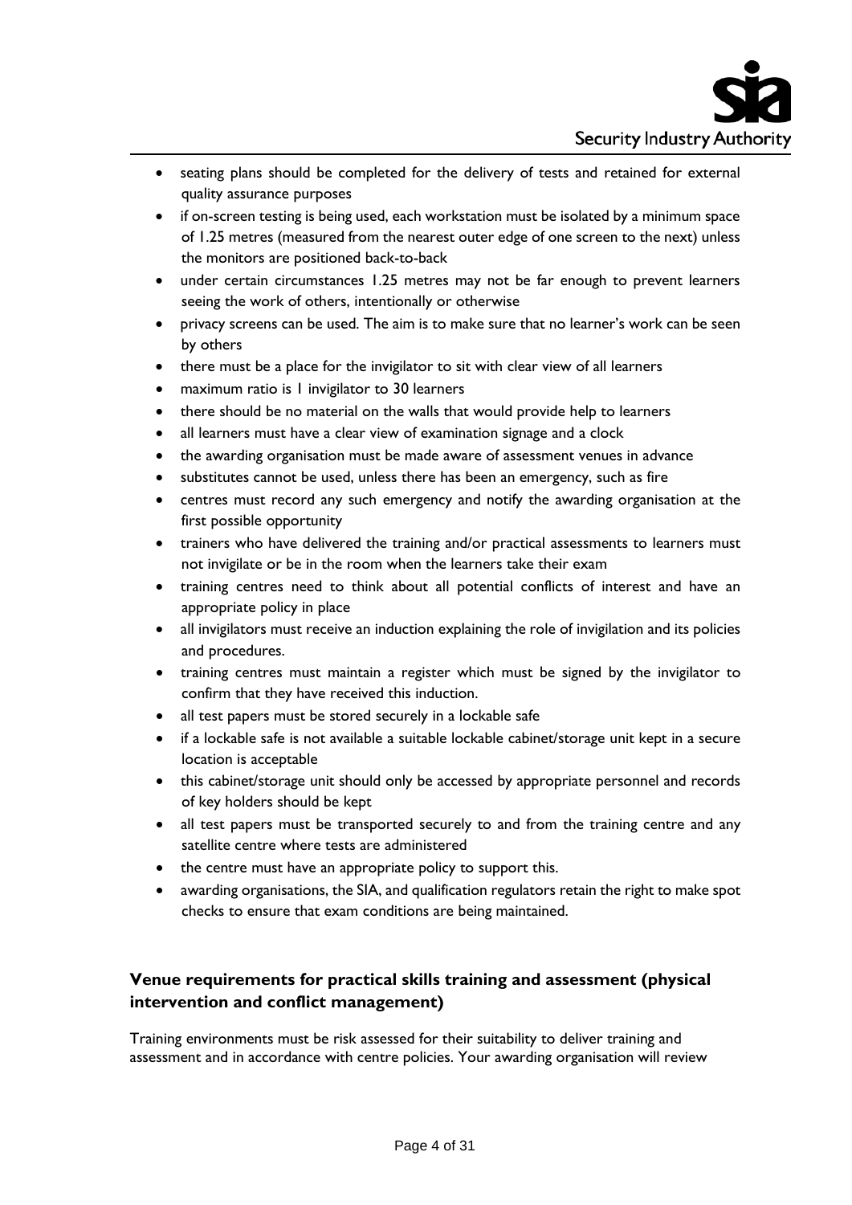- seating plans should be completed for the delivery of tests and retained for external quality assurance purposes
- if on-screen testing is being used, each workstation must be isolated by a minimum space of 1.25 metres (measured from the nearest outer edge of one screen to the next) unless the monitors are positioned back-to-back
- under certain circumstances 1.25 metres may not be far enough to prevent learners seeing the work of others, intentionally or otherwise
- privacy screens can be used. The aim is to make sure that no learner's work can be seen by others
- there must be a place for the invigilator to sit with clear view of all learners
- maximum ratio is 1 invigilator to 30 learners
- there should be no material on the walls that would provide help to learners
- all learners must have a clear view of examination signage and a clock
- the awarding organisation must be made aware of assessment venues in advance
- substitutes cannot be used, unless there has been an emergency, such as fire
- centres must record any such emergency and notify the awarding organisation at the first possible opportunity
- trainers who have delivered the training and/or practical assessments to learners must not invigilate or be in the room when the learners take their exam
- training centres need to think about all potential conflicts of interest and have an appropriate policy in place
- all invigilators must receive an induction explaining the role of invigilation and its policies and procedures.
- training centres must maintain a register which must be signed by the invigilator to confirm that they have received this induction.
- all test papers must be stored securely in a lockable safe
- if a lockable safe is not available a suitable lockable cabinet/storage unit kept in a secure location is acceptable
- this cabinet/storage unit should only be accessed by appropriate personnel and records of key holders should be kept
- all test papers must be transported securely to and from the training centre and any satellite centre where tests are administered
- the centre must have an appropriate policy to support this.
- awarding organisations, the SIA, and qualification regulators retain the right to make spot checks to ensure that exam conditions are being maintained.

### Venue requirements for practical skills training and assessment (physical intervention and conflict management)

Training environments must be risk assessed for their suitability to deliver training and assessment and in accordance with centre policies. Your awarding organisation will review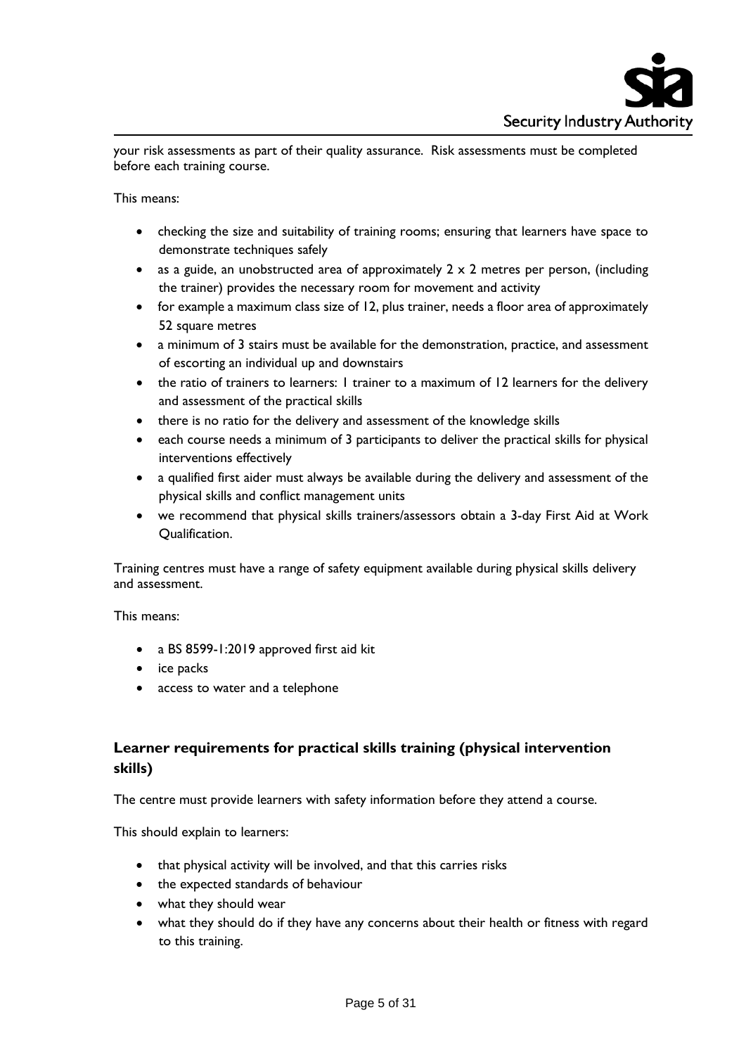your risk assessments as part of their quality assurance. Risk assessments must be completed before each training course.

This means:

- checking the size and suitability of training rooms; ensuring that learners have space to demonstrate techniques safely
- as a guide, an unobstructed area of approximately 2 x 2 metres per person, (including the trainer) provides the necessary room for movement and activity
- for example a maximum class size of 12, plus trainer, needs a floor area of approximately 52 square metres
- a minimum of 3 stairs must be available for the demonstration, practice, and assessment of escorting an individual up and downstairs
- the ratio of trainers to learners: 1 trainer to a maximum of 12 learners for the delivery and assessment of the practical skills
- there is no ratio for the delivery and assessment of the knowledge skills
- each course needs a minimum of 3 participants to deliver the practical skills for physical interventions effectively
- a qualified first aider must always be available during the delivery and assessment of the physical skills and conflict management units
- we recommend that physical skills trainers/assessors obtain a 3-day First Aid at Work Qualification.

Training centres must have a range of safety equipment available during physical skills delivery and assessment.

This means:

- a BS 8599-1:2019 approved first aid kit
- ice packs
- access to water and a telephone

## Learner requirements for practical skills training (physical intervention skills)

The centre must provide learners with safety information before they attend a course.

This should explain to learners:

- that physical activity will be involved, and that this carries risks
- the expected standards of behaviour
- what they should wear
- what they should do if they have any concerns about their health or fitness with regard to this training.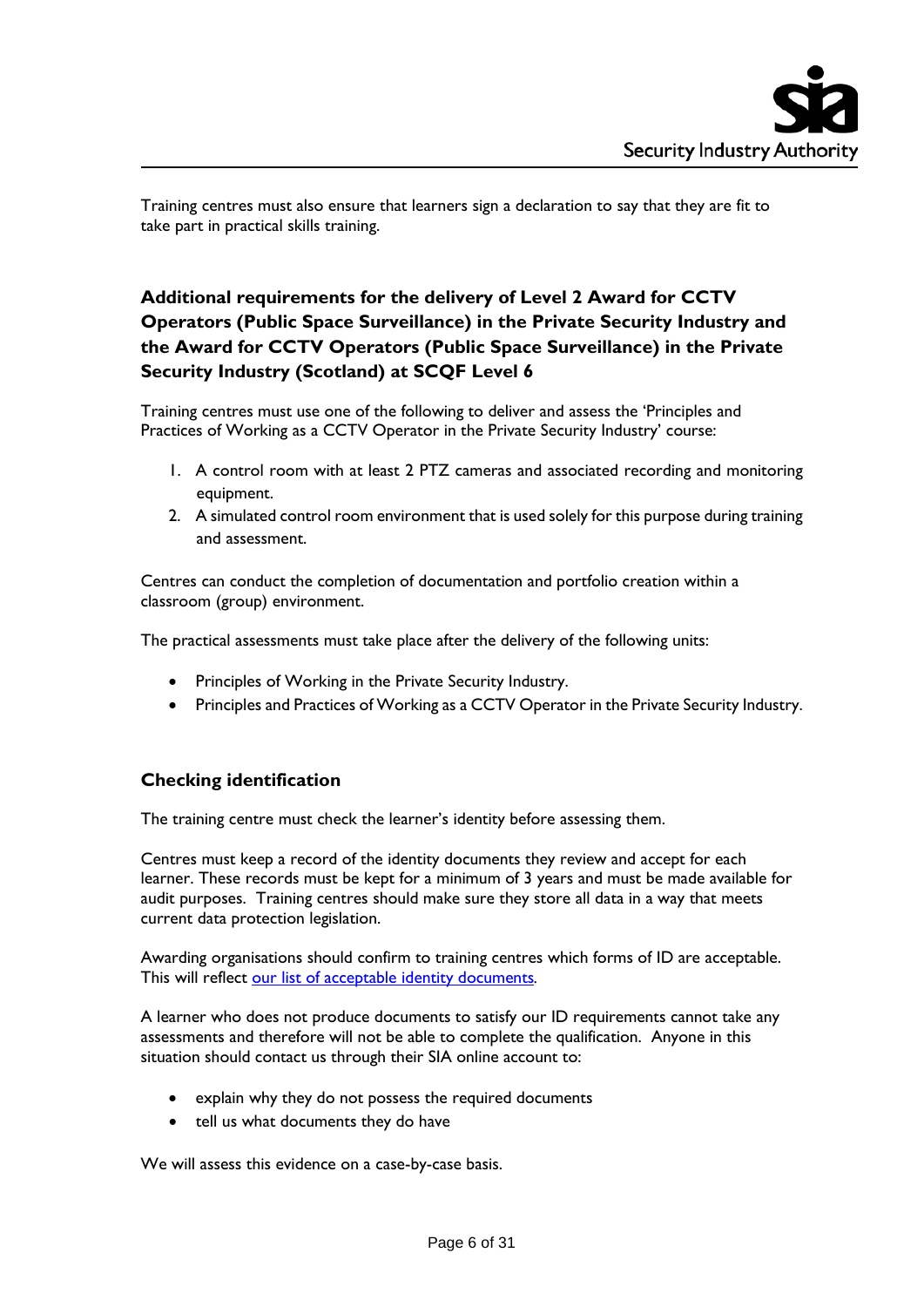Training centres must also ensure that learners sign a declaration to say that they are fit to take part in practical skills training.

## Additional requirements for the delivery of Level 2 Award for CCTV Operators (Public Space Surveillance) in the Private Security Industry and the Award for CCTV Operators (Public Space Surveillance) in the Private Security Industry (Scotland) at SCQF Level 6

Training centres must use one of the following to deliver and assess the 'Principles and Practices of Working as a CCTV Operator in the Private Security Industry' course:

1. A control room with at least 2 PTZ cameras and associated recording and monitoring equipment.
2. A simulated control room environment that is used solely for this purpose during training and assessment.

Centres can conduct the completion of documentation and portfolio creation within a classroom (group) environment.

The practical assessments must take place after the delivery of the following units:

- Principles of Working in the Private Security Industry.
- Principles and Practices of Working as a CCTV Operator in the Private Security Industry.

## Checking identification

The training centre must check the learner's identity before assessing them.

Centres must keep a record of the identity documents they review and accept for each learner. These records must be kept for a minimum of 3 years and must be made available for audit purposes. Training centres should make sure they store all data in a way that meets current data protection legislation.

Awarding organisations should confirm to training centres which forms of ID are acceptable. This will reflect our list of acceptable identity documents.

A learner who does not produce documents to satisfy our ID requirements cannot take any assessments and therefore will not be able to complete the qualification. Anyone in this situation should contact us through their SIA online account to:

- explain why they do not possess the required documents
- tell us what documents they do have

We will assess this evidence on a case-by-case basis.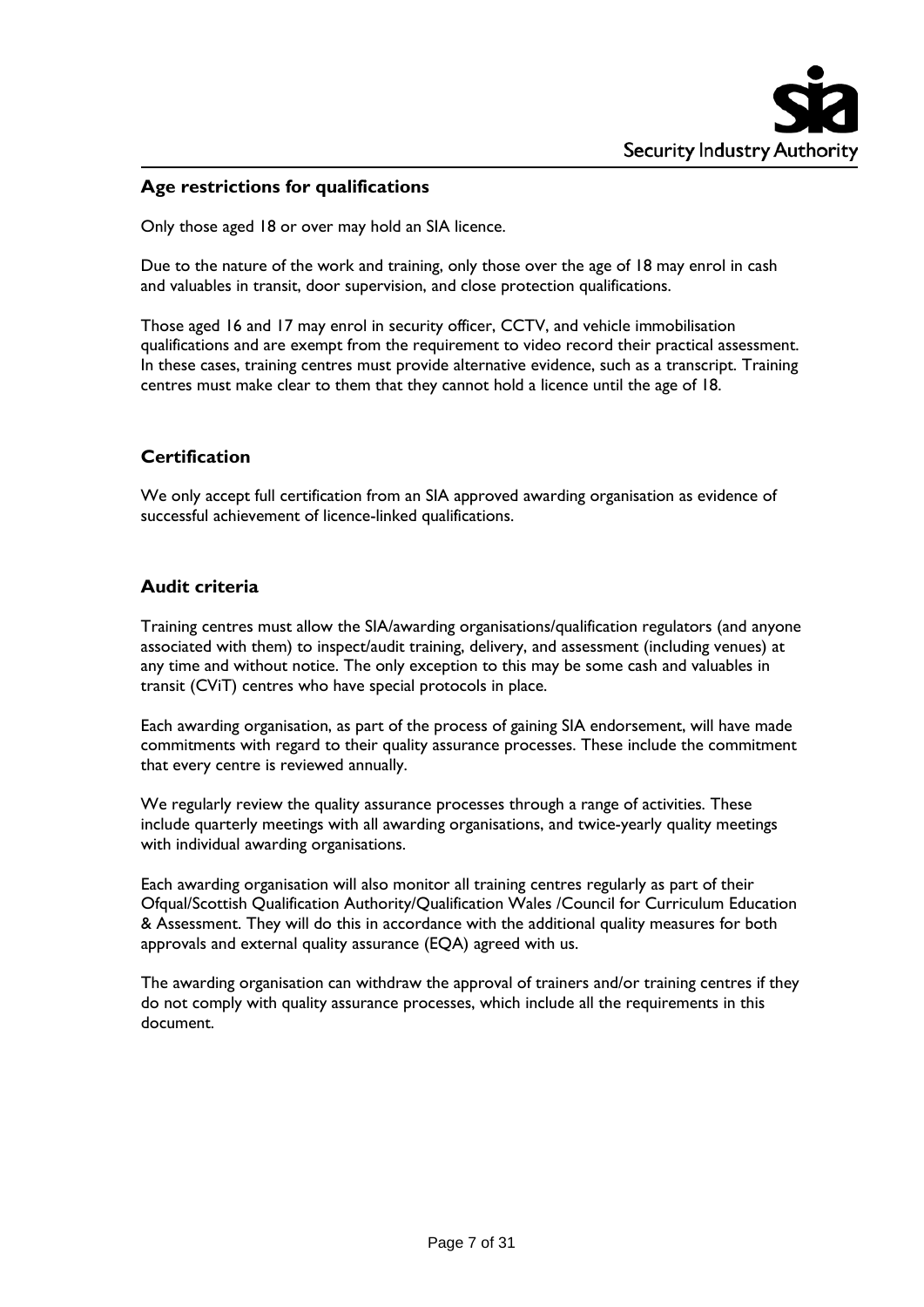## Age restrictions for qualifications

Only those aged 18 or over may hold an SIA licence.

Due to the nature of the work and training, only those over the age of 18 may enrol in cash and valuables in transit, door supervision, and close protection qualifications.

Those aged 16 and 17 may enrol in security officer, CCTV, and vehicle immobilisation qualifications and are exempt from the requirement to video record their practical assessment. In these cases, training centres must provide alternative evidence, such as a transcript. Training centres must make clear to them that they cannot hold a licence until the age of 18.

## Certification

We only accept full certification from an SIA approved awarding organisation as evidence of successful achievement of licence-linked qualifications.

## Audit criteria

Training centres must allow the SIA/awarding organisations/qualification regulators (and anyone associated with them) to inspect/audit training, delivery, and assessment (including venues) at any time and without notice. The only exception to this may be some cash and valuables in transit (CViT) centres who have special protocols in place.

Each awarding organisation, as part of the process of gaining SIA endorsement, will have made commitments with regard to their quality assurance processes. These include the commitment that every centre is reviewed annually.

We regularly review the quality assurance processes through a range of activities. These include quarterly meetings with all awarding organisations, and twice-yearly quality meetings with individual awarding organisations.

Each awarding organisation will also monitor all training centres regularly as part of their Ofqual/Scottish Qualification Authority/Qualification Wales /Council for Curriculum Education & Assessment. They will do this in accordance with the additional quality measures for both approvals and external quality assurance (EQA) agreed with us.

The awarding organisation can withdraw the approval of trainers and/or training centres if they do not comply with quality assurance processes, which include all the requirements in this document.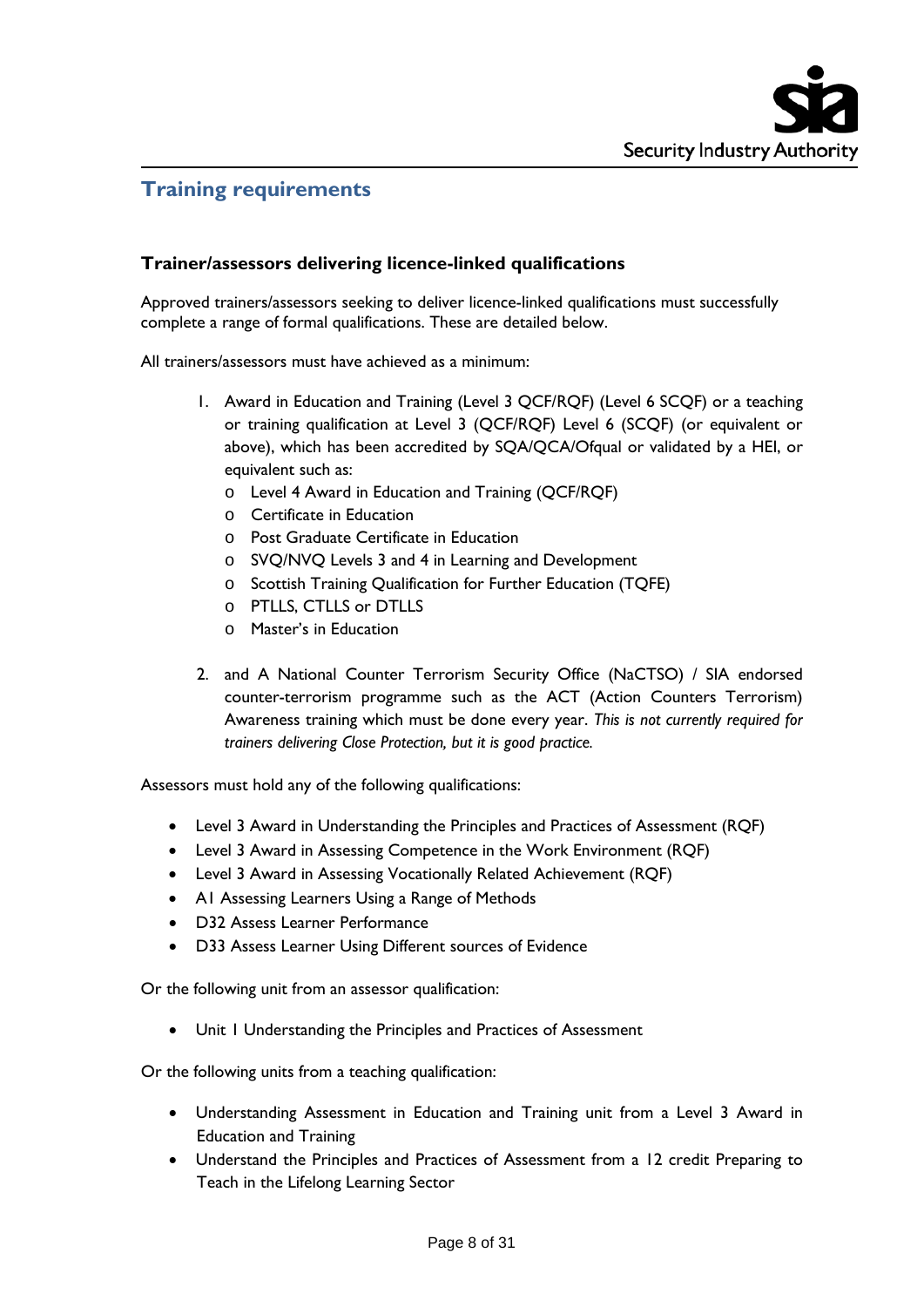## Training requirements

### Trainer/assessors delivering licence-linked qualifications

Approved trainers/assessors seeking to deliver licence-linked qualifications must successfully complete a range of formal qualifications. These are detailed below.

All trainers/assessors must have achieved as a minimum:

1. Award in Education and Training (Level 3 QCF/RQF) (Level 6 SCQF) or a teaching or training qualification at Level 3 (QCF/RQF) Level 6 (SCQF) (or equivalent or above), which has been accredited by SQA/QCA/Ofqual or validated by a HEI, or equivalent such as:
   - Level 4 Award in Education and Training (QCF/RQF)
   - Certificate in Education
   - Post Graduate Certificate in Education
   - SVQ/NVQ Levels 3 and 4 in Learning and Development
   - Scottish Training Qualification for Further Education (TQFE)
   - PTLLS, CTLLS or DTLLS
   - Master's in Education

2. and A National Counter Terrorism Security Office (NaCTSO) / SIA endorsed counter-terrorism programme such as the ACT (Action Counters Terrorism) Awareness training which must be done every year. *This is not currently required for trainers delivering Close Protection, but it is good practice.*

Assessors must hold any of the following qualifications:

- Level 3 Award in Understanding the Principles and Practices of Assessment (RQF)
- Level 3 Award in Assessing Competence in the Work Environment (RQF)
- Level 3 Award in Assessing Vocationally Related Achievement (RQF)
- A1 Assessing Learners Using a Range of Methods
- D32 Assess Learner Performance
- D33 Assess Learner Using Different sources of Evidence

Or the following unit from an assessor qualification:

- Unit 1 Understanding the Principles and Practices of Assessment

Or the following units from a teaching qualification:

- Understanding Assessment in Education and Training unit from a Level 3 Award in Education and Training
- Understand the Principles and Practices of Assessment from a 12 credit Preparing to Teach in the Lifelong Learning Sector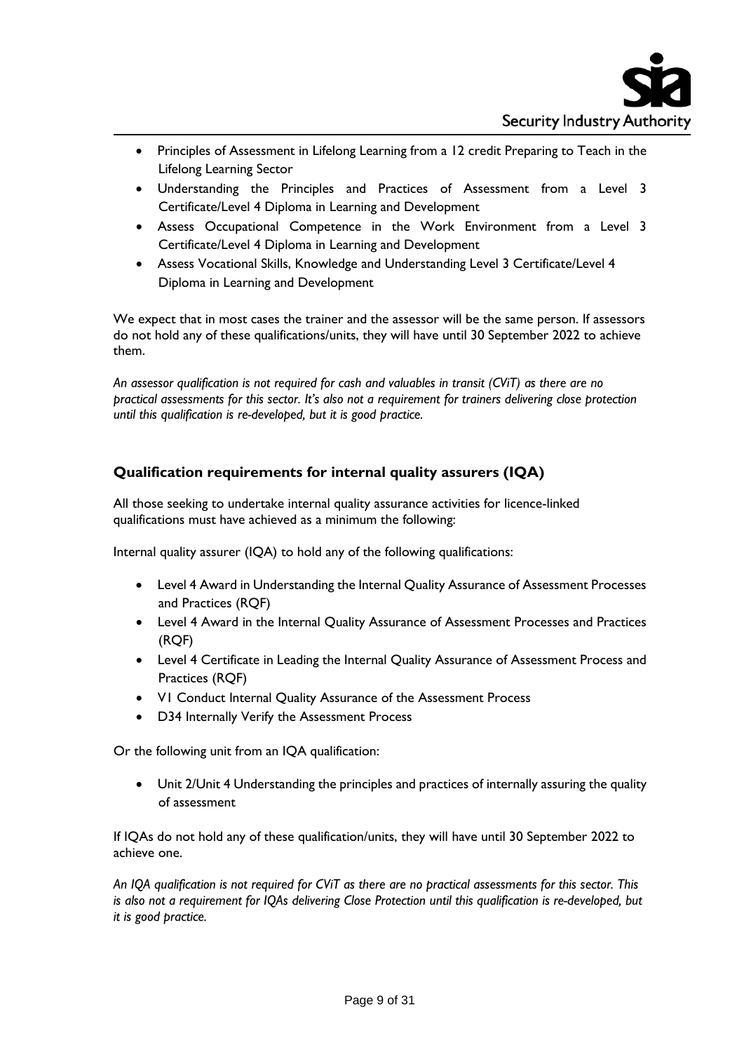- Principles of Assessment in Lifelong Learning from a 12 credit Preparing to Teach in the Lifelong Learning Sector
- Understanding the Principles and Practices of Assessment from a Level 3 Certificate/Level 4 Diploma in Learning and Development
- Assess Occupational Competence in the Work Environment from a Level 3 Certificate/Level 4 Diploma in Learning and Development
- Assess Vocational Skills, Knowledge and Understanding Level 3 Certificate/Level 4 Diploma in Learning and Development

We expect that in most cases the trainer and the assessor will be the same person. If assessors do not hold any of these qualifications/units, they will have until 30 September 2022 to achieve them.

*An assessor qualification is not required for cash and valuables in transit (CViT) as there are no practical assessments for this sector. It's also not a requirement for trainers delivering close protection until this qualification is re-developed, but it is good practice.*

### Qualification requirements for internal quality assurers (IQA)

All those seeking to undertake internal quality assurance activities for licence-linked qualifications must have achieved as a minimum the following:

Internal quality assurer (IQA) to hold any of the following qualifications:

- Level 4 Award in Understanding the Internal Quality Assurance of Assessment Processes and Practices (RQF)
- Level 4 Award in the Internal Quality Assurance of Assessment Processes and Practices (RQF)
- Level 4 Certificate in Leading the Internal Quality Assurance of Assessment Process and Practices (RQF)
- V1 Conduct Internal Quality Assurance of the Assessment Process
- D34 Internally Verify the Assessment Process

Or the following unit from an IQA qualification:

- Unit 2/Unit 4 Understanding the principles and practices of internally assuring the quality of assessment

If IQAs do not hold any of these qualification/units, they will have until 30 September 2022 to achieve one.

*An IQA qualification is not required for CViT as there are no practical assessments for this sector. This is also not a requirement for IQAs delivering Close Protection until this qualification is re-developed, but it is good practice.*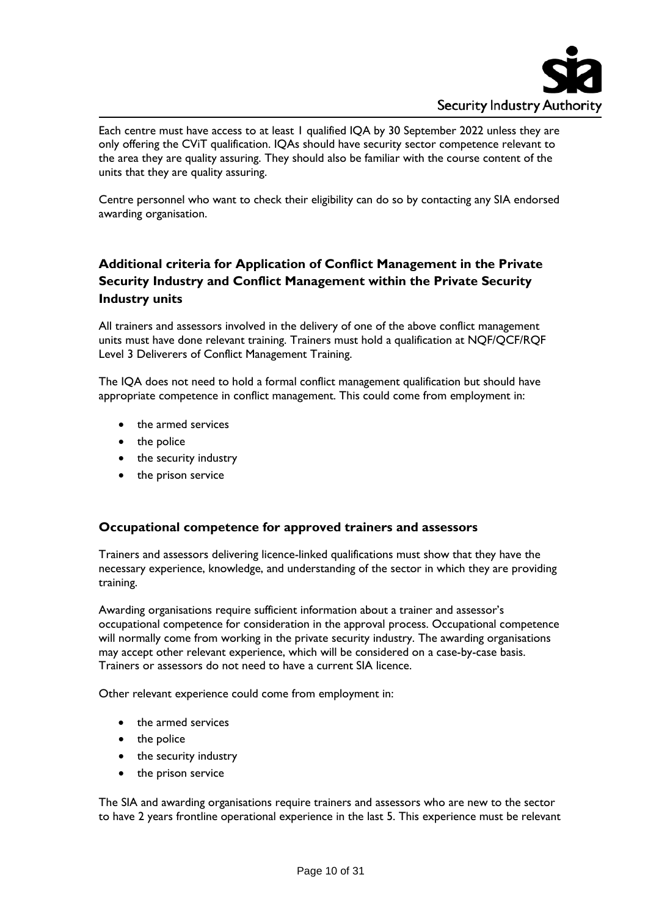Each centre must have access to at least 1 qualified IQA by 30 September 2022 unless they are only offering the CViT qualification. IQAs should have security sector competence relevant to the area they are quality assuring. They should also be familiar with the course content of the units that they are quality assuring.

Centre personnel who want to check their eligibility can do so by contacting any SIA endorsed awarding organisation.

### Additional criteria for Application of Conflict Management in the Private Security Industry and Conflict Management within the Private Security Industry units

All trainers and assessors involved in the delivery of one of the above conflict management units must have done relevant training. Trainers must hold a qualification at NQF/QCF/RQF Level 3 Deliverers of Conflict Management Training.

The IQA does not need to hold a formal conflict management qualification but should have appropriate competence in conflict management. This could come from employment in:

- the armed services
- the police
- the security industry
- the prison service

### Occupational competence for approved trainers and assessors

Trainers and assessors delivering licence-linked qualifications must show that they have the necessary experience, knowledge, and understanding of the sector in which they are providing training.

Awarding organisations require sufficient information about a trainer and assessor's occupational competence for consideration in the approval process. Occupational competence will normally come from working in the private security industry. The awarding organisations may accept other relevant experience, which will be considered on a case-by-case basis. Trainers or assessors do not need to have a current SIA licence.

Other relevant experience could come from employment in:

- the armed services
- the police
- the security industry
- the prison service

The SIA and awarding organisations require trainers and assessors who are new to the sector to have 2 years frontline operational experience in the last 5. This experience must be relevant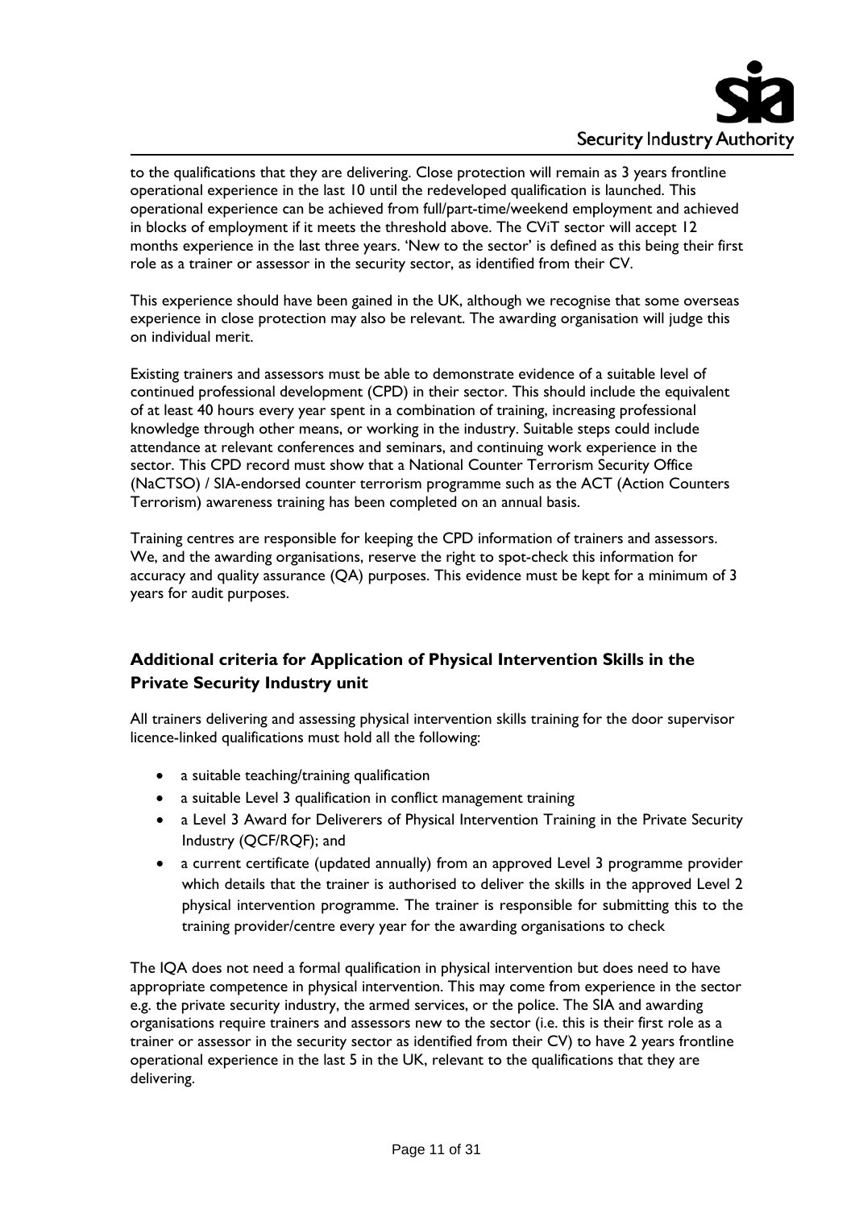to the qualifications that they are delivering. Close protection will remain as 3 years frontline operational experience in the last 10 until the redeveloped qualification is launched. This operational experience can be achieved from full/part-time/weekend employment and achieved in blocks of employment if it meets the threshold above. The CViT sector will accept 12 months experience in the last three years. 'New to the sector' is defined as this being their first role as a trainer or assessor in the security sector, as identified from their CV.

This experience should have been gained in the UK, although we recognise that some overseas experience in close protection may also be relevant. The awarding organisation will judge this on individual merit.

Existing trainers and assessors must be able to demonstrate evidence of a suitable level of continued professional development (CPD) in their sector. This should include the equivalent of at least 40 hours every year spent in a combination of training, increasing professional knowledge through other means, or working in the industry. Suitable steps could include attendance at relevant conferences and seminars, and continuing work experience in the sector. This CPD record must show that a National Counter Terrorism Security Office (NaCTSO) / SIA-endorsed counter terrorism programme such as the ACT (Action Counters Terrorism) awareness training has been completed on an annual basis.

Training centres are responsible for keeping the CPD information of trainers and assessors. We, and the awarding organisations, reserve the right to spot-check this information for accuracy and quality assurance (QA) purposes. This evidence must be kept for a minimum of 3 years for audit purposes.

### Additional criteria for Application of Physical Intervention Skills in the Private Security Industry unit

All trainers delivering and assessing physical intervention skills training for the door supervisor licence-linked qualifications must hold all the following:

- a suitable teaching/training qualification
- a suitable Level 3 qualification in conflict management training
- a Level 3 Award for Deliverers of Physical Intervention Training in the Private Security Industry (QCF/RQF); and
- a current certificate (updated annually) from an approved Level 3 programme provider which details that the trainer is authorised to deliver the skills in the approved Level 2 physical intervention programme. The trainer is responsible for submitting this to the training provider/centre every year for the awarding organisations to check

The IQA does not need a formal qualification in physical intervention but does need to have appropriate competence in physical intervention. This may come from experience in the sector e.g. the private security industry, the armed services, or the police. The SIA and awarding organisations require trainers and assessors new to the sector (i.e. this is their first role as a trainer or assessor in the security sector as identified from their CV) to have 2 years frontline operational experience in the last 5 in the UK, relevant to the qualifications that they are delivering.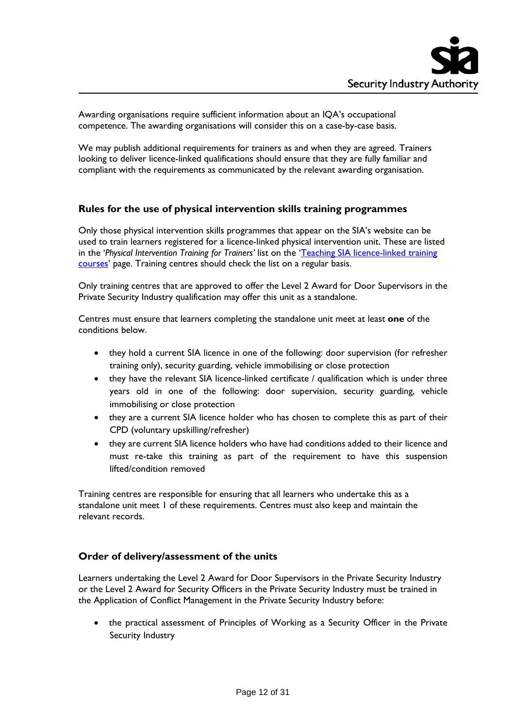Awarding organisations require sufficient information about an IQA's occupational competence. The awarding organisations will consider this on a case-by-case basis.

We may publish additional requirements for trainers as and when they are agreed. Trainers looking to deliver licence-linked qualifications should ensure that they are fully familiar and compliant with the requirements as communicated by the relevant awarding organisation.

### Rules for the use of physical intervention skills training programmes

Only those physical intervention skills programmes that appear on the SIA's website can be used to train learners registered for a licence-linked physical intervention unit. These are listed in the '*Physical Intervention Training for Trainers'* list on the '[Teaching SIA licence-linked training courses]' page. Training centres should check the list on a regular basis.

Only training centres that are approved to offer the Level 2 Award for Door Supervisors in the Private Security Industry qualification may offer this unit as a standalone.

Centres must ensure that learners completing the standalone unit meet at least **one** of the conditions below.

- they hold a current SIA licence in one of the following: door supervision (for refresher training only), security guarding, vehicle immobilising or close protection
- they have the relevant SIA licence-linked certificate / qualification which is under three years old in one of the following: door supervision, security guarding, vehicle immobilising or close protection
- they are a current SIA licence holder who has chosen to complete this as part of their CPD (voluntary upskilling/refresher)
- they are current SIA licence holders who have had conditions added to their licence and must re-take this training as part of the requirement to have this suspension lifted/condition removed

Training centres are responsible for ensuring that all learners who undertake this as a standalone unit meet 1 of these requirements. Centres must also keep and maintain the relevant records.

### Order of delivery/assessment of the units

Learners undertaking the Level 2 Award for Door Supervisors in the Private Security Industry or the Level 2 Award for Security Officers in the Private Security Industry must be trained in the Application of Conflict Management in the Private Security Industry before:

- the practical assessment of Principles of Working as a Security Officer in the Private Security Industry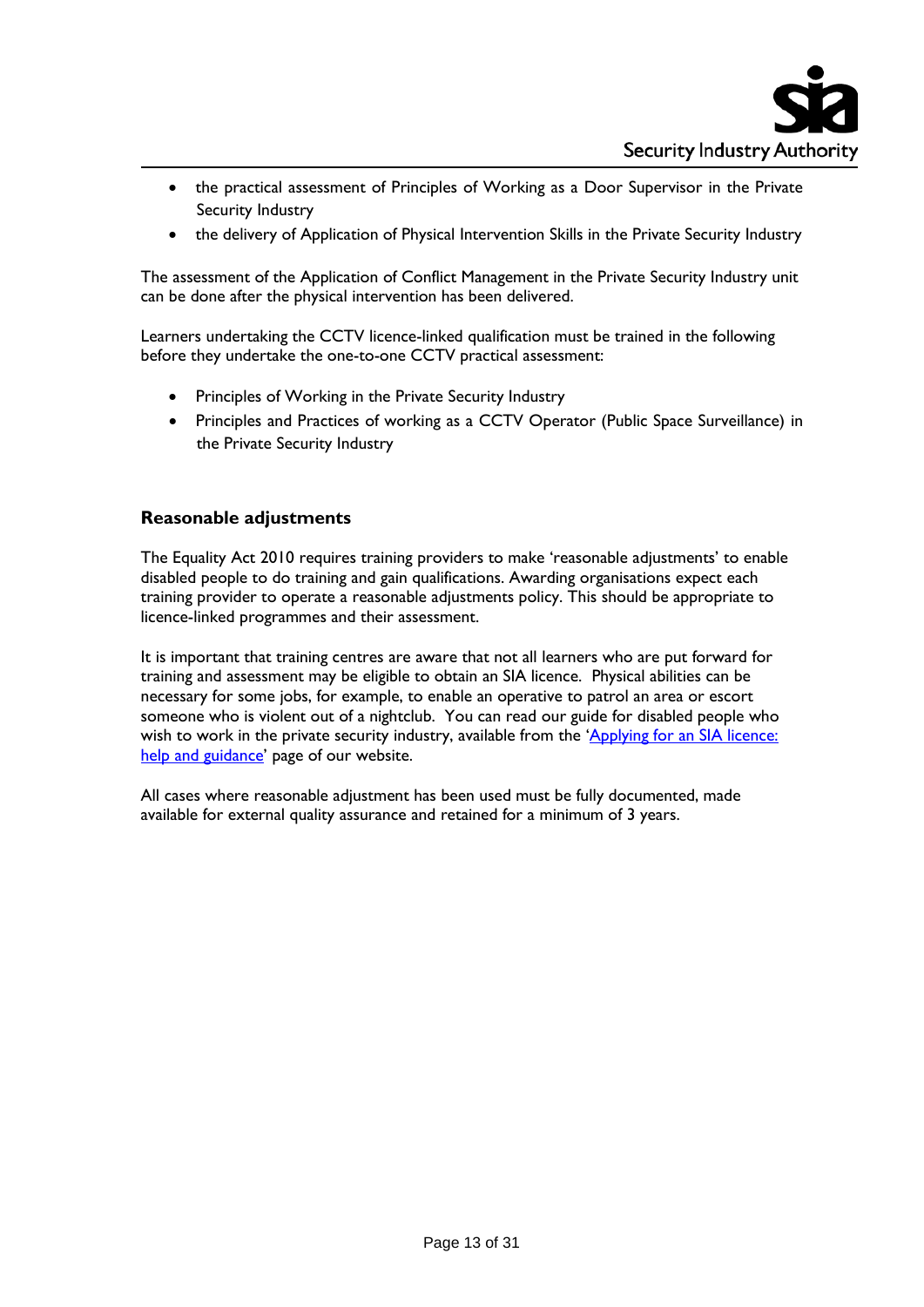- the practical assessment of Principles of Working as a Door Supervisor in the Private Security Industry
- the delivery of Application of Physical Intervention Skills in the Private Security Industry

The assessment of the Application of Conflict Management in the Private Security Industry unit can be done after the physical intervention has been delivered.

Learners undertaking the CCTV licence-linked qualification must be trained in the following before they undertake the one-to-one CCTV practical assessment:

- Principles of Working in the Private Security Industry
- Principles and Practices of working as a CCTV Operator (Public Space Surveillance) in the Private Security Industry

## Reasonable adjustments

The Equality Act 2010 requires training providers to make 'reasonable adjustments' to enable disabled people to do training and gain qualifications. Awarding organisations expect each training provider to operate a reasonable adjustments policy. This should be appropriate to licence-linked programmes and their assessment.

It is important that training centres are aware that not all learners who are put forward for training and assessment may be eligible to obtain an SIA licence. Physical abilities can be necessary for some jobs, for example, to enable an operative to patrol an area or escort someone who is violent out of a nightclub. You can read our guide for disabled people who wish to work in the private security industry, available from the 'Applying for an SIA licence: help and guidance' page of our website.

All cases where reasonable adjustment has been used must be fully documented, made available for external quality assurance and retained for a minimum of 3 years.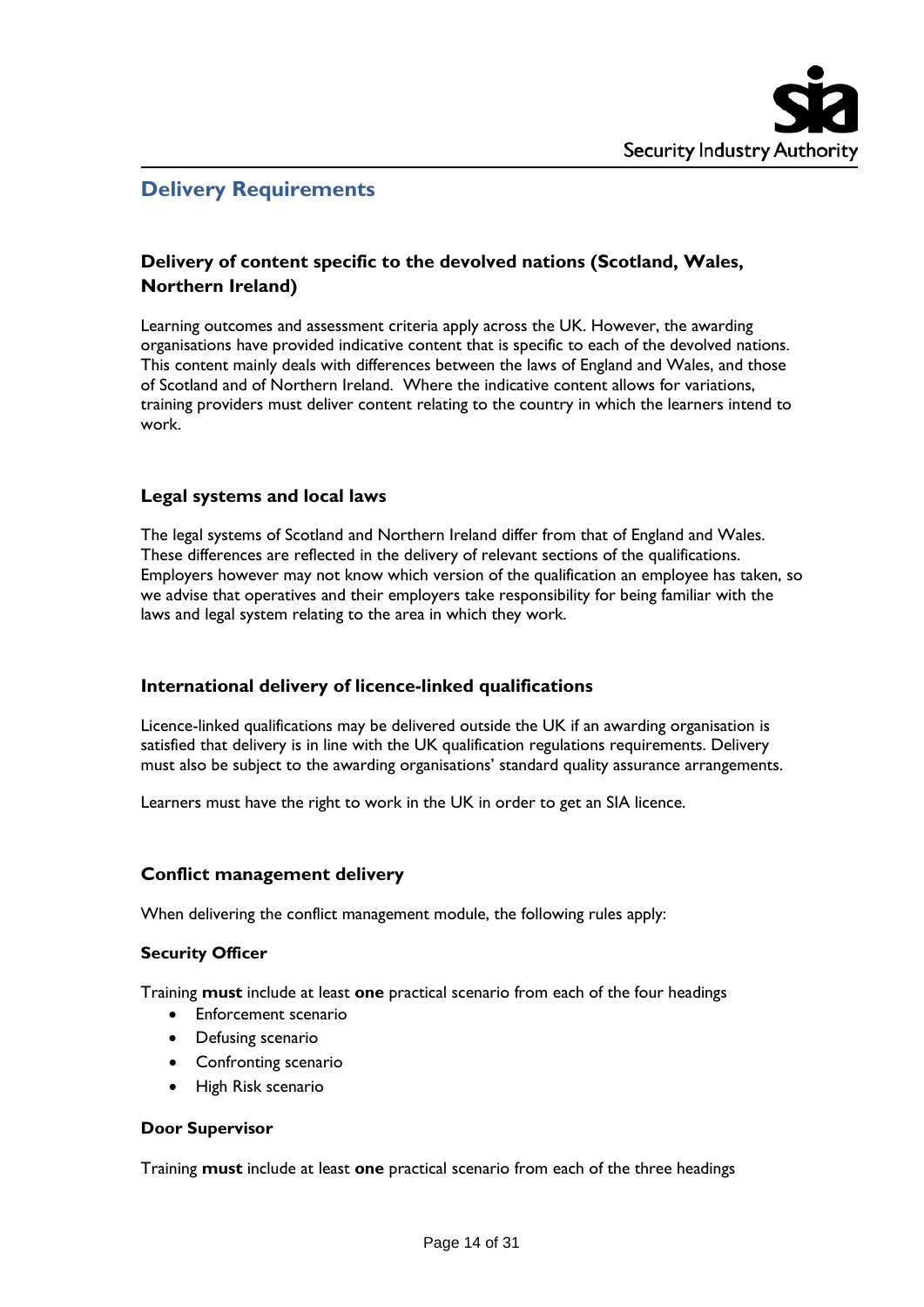## Delivery Requirements

### Delivery of content specific to the devolved nations (Scotland, Wales, Northern Ireland)

Learning outcomes and assessment criteria apply across the UK. However, the awarding organisations have provided indicative content that is specific to each of the devolved nations. This content mainly deals with differences between the laws of England and Wales, and those of Scotland and of Northern Ireland. Where the indicative content allows for variations, training providers must deliver content relating to the country in which the learners intend to work.

### Legal systems and local laws

The legal systems of Scotland and Northern Ireland differ from that of England and Wales. These differences are reflected in the delivery of relevant sections of the qualifications. Employers however may not know which version of the qualification an employee has taken, so we advise that operatives and their employers take responsibility for being familiar with the laws and legal system relating to the area in which they work.

### International delivery of licence-linked qualifications

Licence-linked qualifications may be delivered outside the UK if an awarding organisation is satisfied that delivery is in line with the UK qualification regulations requirements. Delivery must also be subject to the awarding organisations' standard quality assurance arrangements.

Learners must have the right to work in the UK in order to get an SIA licence.

### Conflict management delivery

When delivering the conflict management module, the following rules apply:

**Security Officer**

Training **must** include at least **one** practical scenario from each of the four headings

- Enforcement scenario
- Defusing scenario
- Confronting scenario
- High Risk scenario

**Door Supervisor**

Training **must** include at least **one** practical scenario from each of the three headings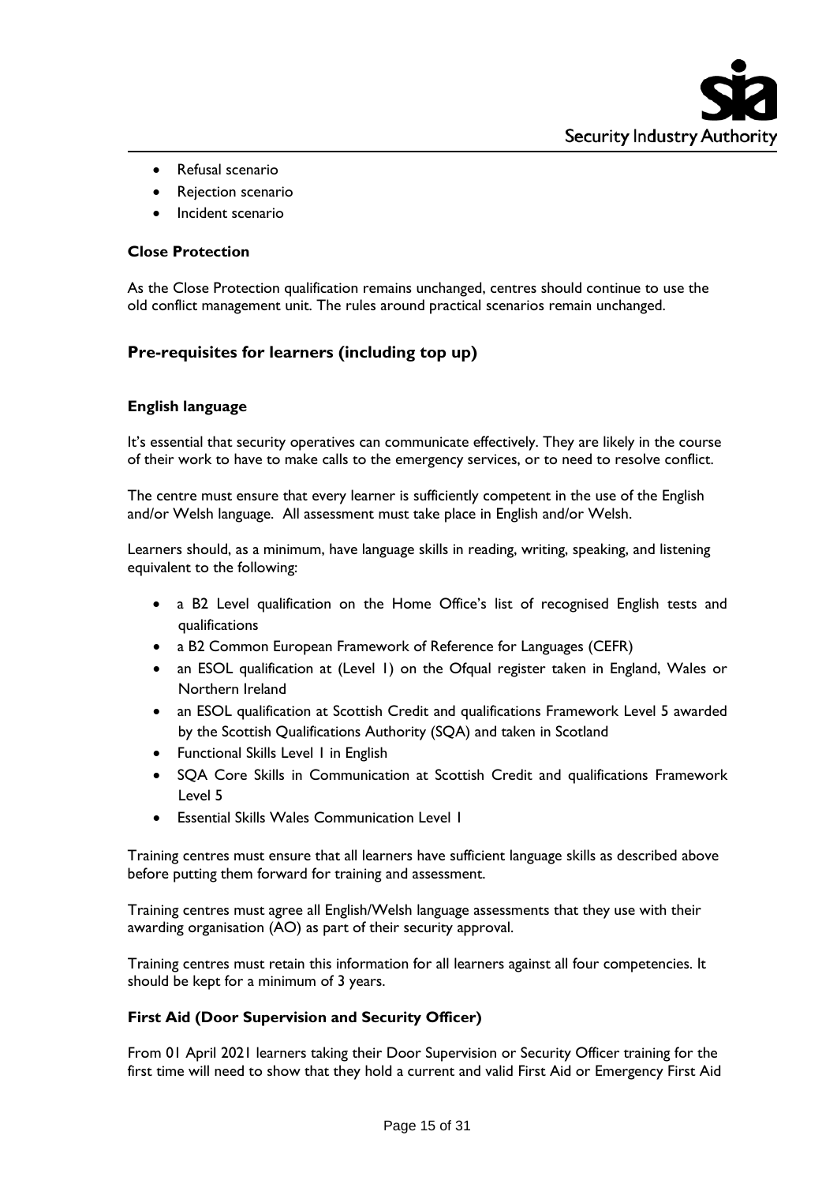- Refusal scenario
- Rejection scenario
- Incident scenario

**Close Protection**

As the Close Protection qualification remains unchanged, centres should continue to use the old conflict management unit. The rules around practical scenarios remain unchanged.

## Pre-requisites for learners (including top up)

**English language**

It's essential that security operatives can communicate effectively. They are likely in the course of their work to have to make calls to the emergency services, or to need to resolve conflict.

The centre must ensure that every learner is sufficiently competent in the use of the English and/or Welsh language. All assessment must take place in English and/or Welsh.

Learners should, as a minimum, have language skills in reading, writing, speaking, and listening equivalent to the following:

- a B2 Level qualification on the Home Office's list of recognised English tests and qualifications
- a B2 Common European Framework of Reference for Languages (CEFR)
- an ESOL qualification at (Level 1) on the Ofqual register taken in England, Wales or Northern Ireland
- an ESOL qualification at Scottish Credit and qualifications Framework Level 5 awarded by the Scottish Qualifications Authority (SQA) and taken in Scotland
- Functional Skills Level 1 in English
- SQA Core Skills in Communication at Scottish Credit and qualifications Framework Level 5
- Essential Skills Wales Communication Level 1

Training centres must ensure that all learners have sufficient language skills as described above before putting them forward for training and assessment.

Training centres must agree all English/Welsh language assessments that they use with their awarding organisation (AO) as part of their security approval.

Training centres must retain this information for all learners against all four competencies. It should be kept for a minimum of 3 years.

**First Aid (Door Supervision and Security Officer)**

From 01 April 2021 learners taking their Door Supervision or Security Officer training for the first time will need to show that they hold a current and valid First Aid or Emergency First Aid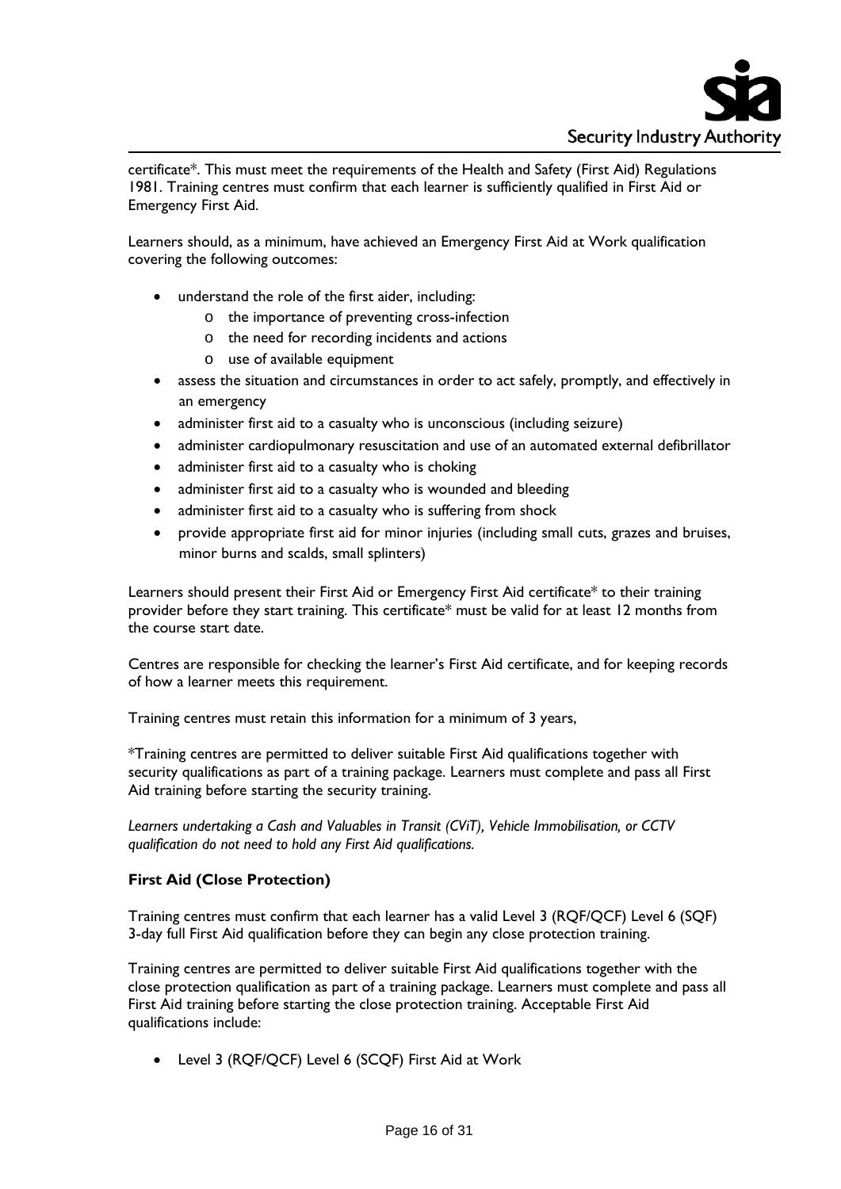certificate*. This must meet the requirements of the Health and Safety (First Aid) Regulations 1981. Training centres must confirm that each learner is sufficiently qualified in First Aid or Emergency First Aid.

Learners should, as a minimum, have achieved an Emergency First Aid at Work qualification covering the following outcomes:

- understand the role of the first aider, including:
  - the importance of preventing cross-infection
  - the need for recording incidents and actions
  - use of available equipment
- assess the situation and circumstances in order to act safely, promptly, and effectively in an emergency
- administer first aid to a casualty who is unconscious (including seizure)
- administer cardiopulmonary resuscitation and use of an automated external defibrillator
- administer first aid to a casualty who is choking
- administer first aid to a casualty who is wounded and bleeding
- administer first aid to a casualty who is suffering from shock
- provide appropriate first aid for minor injuries (including small cuts, grazes and bruises, minor burns and scalds, small splinters)

Learners should present their First Aid or Emergency First Aid certificate* to their training provider before they start training. This certificate* must be valid for at least 12 months from the course start date.

Centres are responsible for checking the learner's First Aid certificate, and for keeping records of how a learner meets this requirement.

Training centres must retain this information for a minimum of 3 years,

*Training centres are permitted to deliver suitable First Aid qualifications together with security qualifications as part of a training package. Learners must complete and pass all First Aid training before starting the security training.

*Learners undertaking a Cash and Valuables in Transit (CViT), Vehicle Immobilisation, or CCTV qualification do not need to hold any First Aid qualifications.*

### First Aid (Close Protection)

Training centres must confirm that each learner has a valid Level 3 (RQF/QCF) Level 6 (SQF) 3-day full First Aid qualification before they can begin any close protection training.

Training centres are permitted to deliver suitable First Aid qualifications together with the close protection qualification as part of a training package. Learners must complete and pass all First Aid training before starting the close protection training. Acceptable First Aid qualifications include:

- Level 3 (RQF/QCF) Level 6 (SCQF) First Aid at Work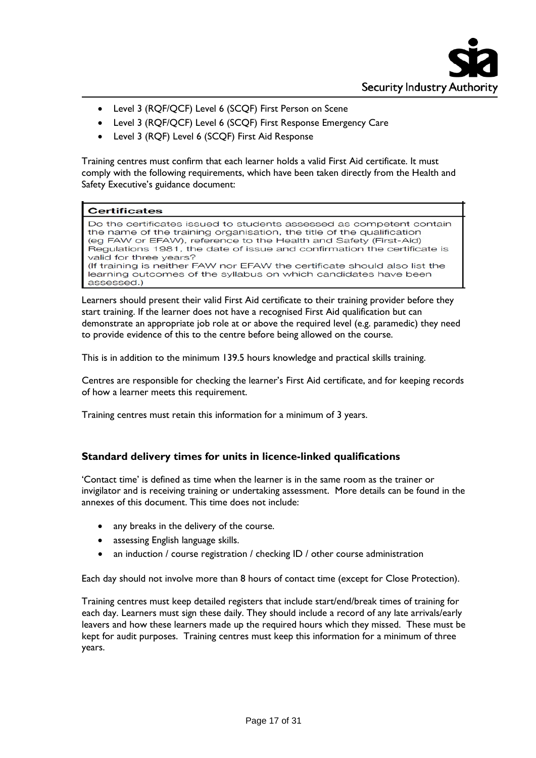- Level 3 (RQF/QCF) Level 6 (SCQF) First Person on Scene
- Level 3 (RQF/QCF) Level 6 (SCQF) First Response Emergency Care
- Level 3 (RQF) Level 6 (SCQF) First Aid Response

Training centres must confirm that each learner holds a valid First Aid certificate. It must comply with the following requirements, which have been taken directly from the Health and Safety Executive's guidance document:

> **Certificates**
>
> Do the certificates issued to students assessed as competent contain the name of the training organisation, the title of the qualification (eg FAW or EFAW), reference to the Health and Safety (First-Aid) Regulations 1981, the date of issue and confirmation the certificate is valid for three years?
> (If training is neither FAW nor EFAW the certificate should also list the learning outcomes of the syllabus on which candidates have been assessed.)

Learners should present their valid First Aid certificate to their training provider before they start training. If the learner does not have a recognised First Aid qualification but can demonstrate an appropriate job role at or above the required level (e.g. paramedic) they need to provide evidence of this to the centre before being allowed on the course.

This is in addition to the minimum 139.5 hours knowledge and practical skills training.

Centres are responsible for checking the learner's First Aid certificate, and for keeping records of how a learner meets this requirement.

Training centres must retain this information for a minimum of 3 years.

### Standard delivery times for units in licence-linked qualifications

'Contact time' is defined as time when the learner is in the same room as the trainer or invigilator and is receiving training or undertaking assessment. More details can be found in the annexes of this document. This time does not include:

- any breaks in the delivery of the course.
- assessing English language skills.
- an induction / course registration / checking ID / other course administration

Each day should not involve more than 8 hours of contact time (except for Close Protection).

Training centres must keep detailed registers that include start/end/break times of training for each day. Learners must sign these daily. They should include a record of any late arrivals/early leavers and how these learners made up the required hours which they missed. These must be kept for audit purposes. Training centres must keep this information for a minimum of three years.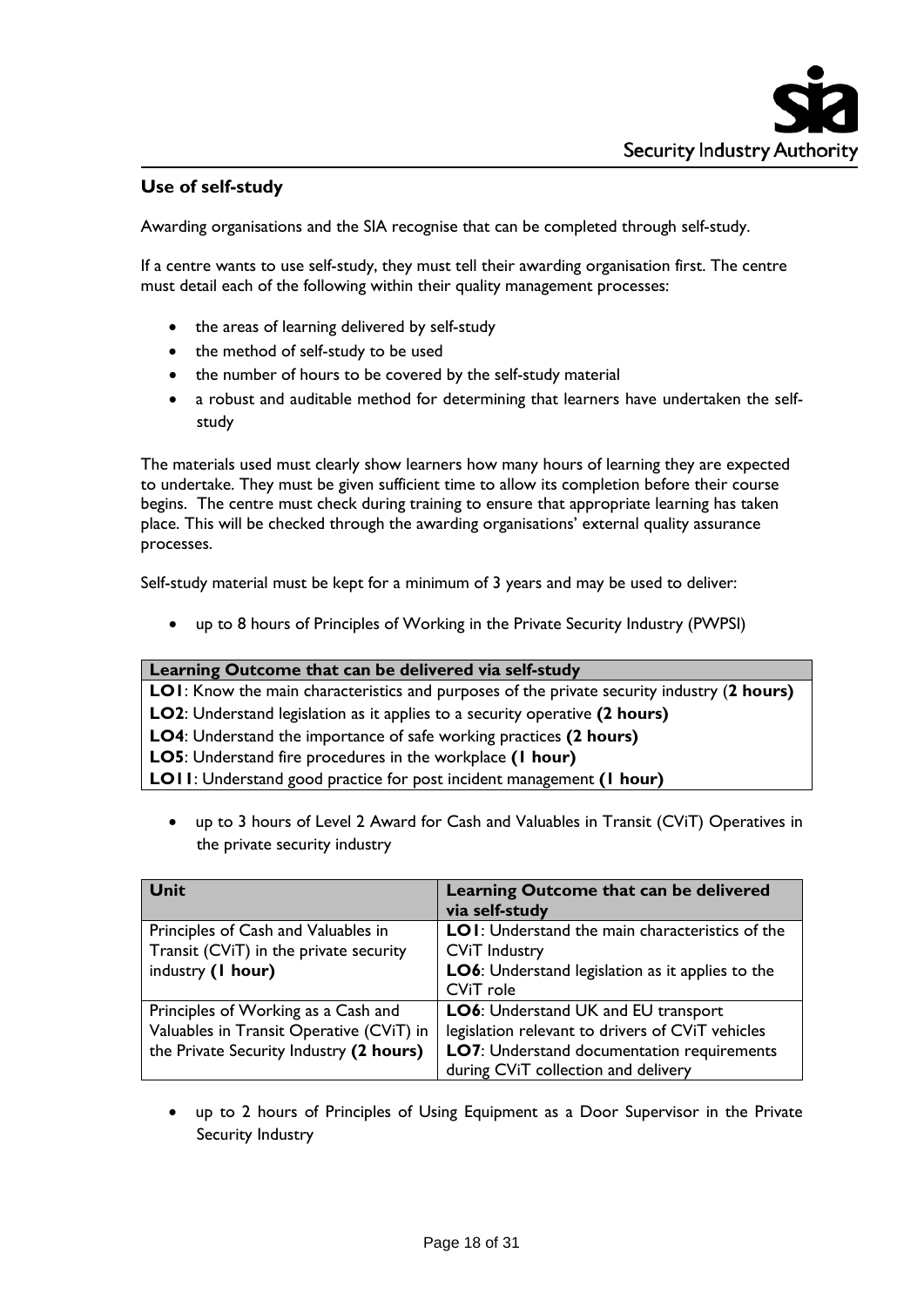## Use of self-study

Awarding organisations and the SIA recognise that can be completed through self-study.

If a centre wants to use self-study, they must tell their awarding organisation first. The centre must detail each of the following within their quality management processes:

- the areas of learning delivered by self-study
- the method of self-study to be used
- the number of hours to be covered by the self-study material
- a robust and auditable method for determining that learners have undertaken the self-study

The materials used must clearly show learners how many hours of learning they are expected to undertake. They must be given sufficient time to allow its completion before their course begins. The centre must check during training to ensure that appropriate learning has taken place. This will be checked through the awarding organisations' external quality assurance processes.

Self-study material must be kept for a minimum of 3 years and may be used to deliver:

- up to 8 hours of Principles of Working in the Private Security Industry (PWPSI)

| Learning Outcome that can be delivered via self-study |
|---|
| **LO1**: Know the main characteristics and purposes of the private security industry (**2 hours)** |
| **LO2**: Understand legislation as it applies to a security operative **(2 hours)** |
| **LO4**: Understand the importance of safe working practices **(2 hours)** |
| **LO5**: Understand fire procedures in the workplace **(1 hour)** |
| **LO11**: Understand good practice for post incident management **(1 hour)** |

- up to 3 hours of Level 2 Award for Cash and Valuables in Transit (CViT) Operatives in the private security industry

| Unit | Learning Outcome that can be delivered via self-study |
|---|---|
| Principles of Cash and Valuables in Transit (CViT) in the private security industry **(1 hour)** | **LO1**: Understand the main characteristics of the CViT Industry<br>**LO6**: Understand legislation as it applies to the CViT role |
| Principles of Working as a Cash and Valuables in Transit Operative (CViT) in the Private Security Industry **(2 hours)** | **LO6**: Understand UK and EU transport legislation relevant to drivers of CViT vehicles<br>**LO7**: Understand documentation requirements during CViT collection and delivery |

- up to 2 hours of Principles of Using Equipment as a Door Supervisor in the Private Security Industry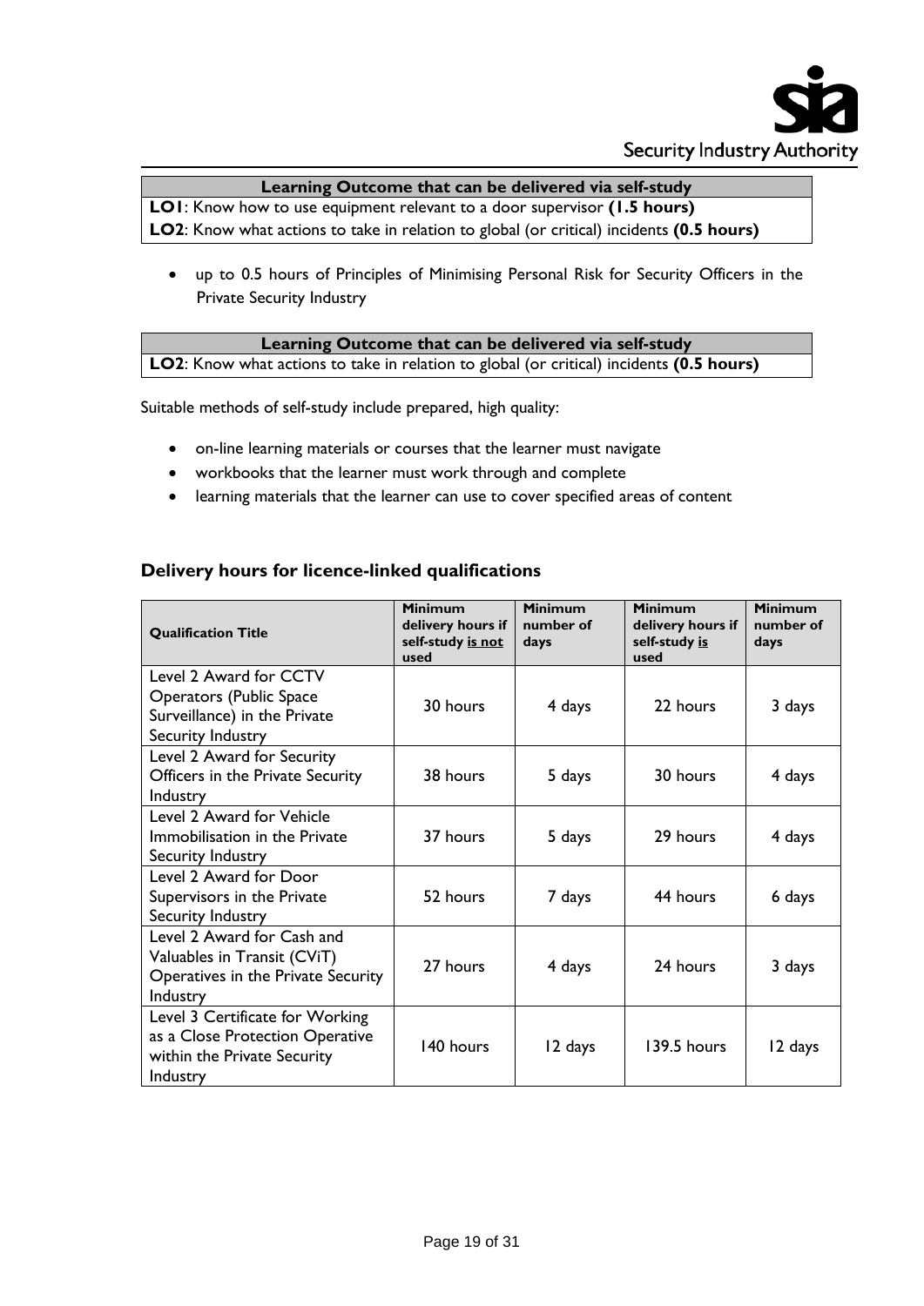| Learning Outcome that can be delivered via self-study |
|---|
| **LO1**: Know how to use equipment relevant to a door supervisor **(1.5 hours)** |
| **LO2**: Know what actions to take in relation to global (or critical) incidents **(0.5 hours)** |

- up to 0.5 hours of Principles of Minimising Personal Risk for Security Officers in the Private Security Industry

| Learning Outcome that can be delivered via self-study |
|---|
| **LO2**: Know what actions to take in relation to global (or critical) incidents **(0.5 hours)** |

Suitable methods of self-study include prepared, high quality:

- on-line learning materials or courses that the learner must navigate
- workbooks that the learner must work through and complete
- learning materials that the learner can use to cover specified areas of content

### Delivery hours for licence-linked qualifications

| Qualification Title | Minimum delivery hours if self-study is not used | Minimum number of days | Minimum delivery hours if self-study is used | Minimum number of days |
|---|---|---|---|---|
| Level 2 Award for CCTV Operators (Public Space Surveillance) in the Private Security Industry | 30 hours | 4 days | 22 hours | 3 days |
| Level 2 Award for Security Officers in the Private Security Industry | 38 hours | 5 days | 30 hours | 4 days |
| Level 2 Award for Vehicle Immobilisation in the Private Security Industry | 37 hours | 5 days | 29 hours | 4 days |
| Level 2 Award for Door Supervisors in the Private Security Industry | 52 hours | 7 days | 44 hours | 6 days |
| Level 2 Award for Cash and Valuables in Transit (CViT) Operatives in the Private Security Industry | 27 hours | 4 days | 24 hours | 3 days |
| Level 3 Certificate for Working as a Close Protection Operative within the Private Security Industry | 140 hours | 12 days | 139.5 hours | 12 days |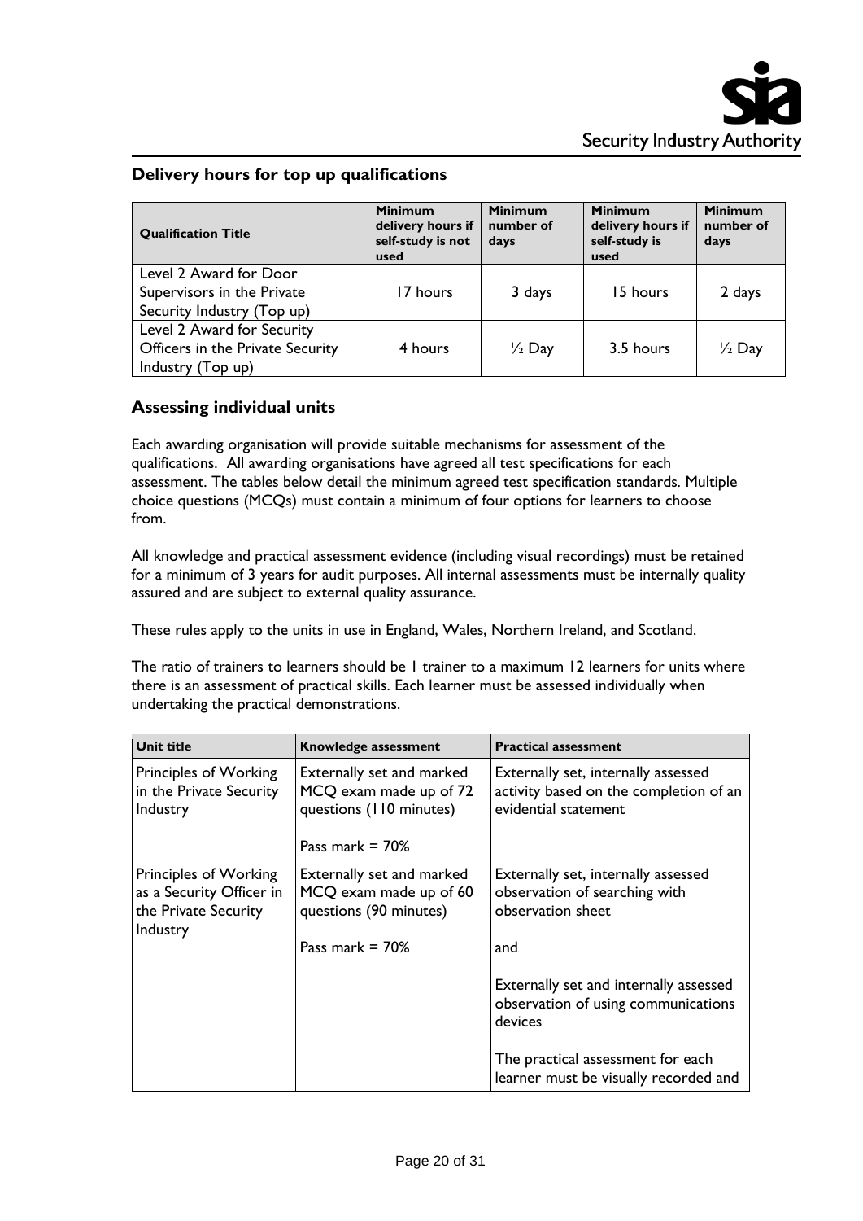## Delivery hours for top up qualifications

| Qualification Title | Minimum delivery hours if self-study is not used | Minimum number of days | Minimum delivery hours if self-study is used | Minimum number of days |
|---|---|---|---|---|
| Level 2 Award for Door Supervisors in the Private Security Industry (Top up) | 17 hours | 3 days | 15 hours | 2 days |
| Level 2 Award for Security Officers in the Private Security Industry (Top up) | 4 hours | ½ Day | 3.5 hours | ½ Day |

## Assessing individual units

Each awarding organisation will provide suitable mechanisms for assessment of the qualifications. All awarding organisations have agreed all test specifications for each assessment. The tables below detail the minimum agreed test specification standards. Multiple choice questions (MCQs) must contain a minimum of four options for learners to choose from.

All knowledge and practical assessment evidence (including visual recordings) must be retained for a minimum of 3 years for audit purposes. All internal assessments must be internally quality assured and are subject to external quality assurance.

These rules apply to the units in use in England, Wales, Northern Ireland, and Scotland.

The ratio of trainers to learners should be 1 trainer to a maximum 12 learners for units where there is an assessment of practical skills. Each learner must be assessed individually when undertaking the practical demonstrations.

| Unit title | Knowledge assessment | Practical assessment |
|---|---|---|
| Principles of Working in the Private Security Industry | Externally set and marked MCQ exam made up of 72 questions (110 minutes)<br><br>Pass mark = 70% | Externally set, internally assessed activity based on the completion of an evidential statement |
| Principles of Working as a Security Officer in the Private Security Industry | Externally set and marked MCQ exam made up of 60 questions (90 minutes)<br><br>Pass mark = 70% | Externally set, internally assessed observation of searching with observation sheet<br><br>and<br><br>Externally set and internally assessed observation of using communications devices<br><br>The practical assessment for each learner must be visually recorded and |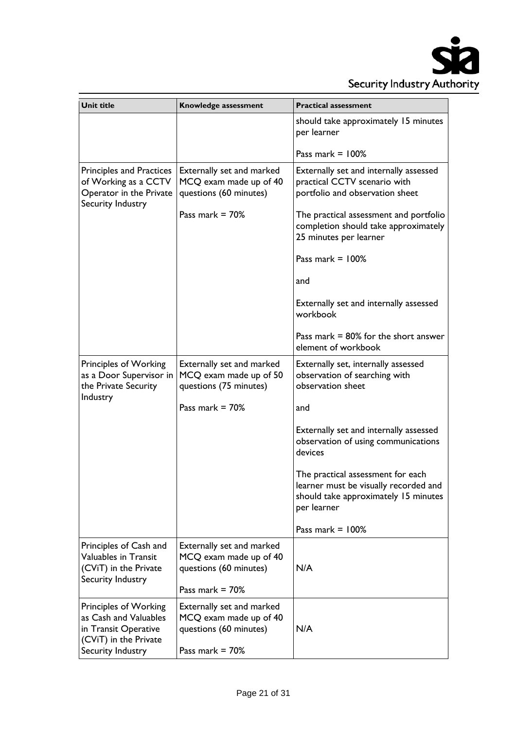| Unit title | Knowledge assessment | Practical assessment |
|---|---|---|
| | | should take approximately 15 minutes per learner<br><br>Pass mark = 100% |
| Principles and Practices of Working as a CCTV Operator in the Private Security Industry | Externally set and marked MCQ exam made up of 40 questions (60 minutes)<br><br>Pass mark = 70% | Externally set and internally assessed practical CCTV scenario with portfolio and observation sheet<br><br>The practical assessment and portfolio completion should take approximately 25 minutes per learner<br><br>Pass mark = 100%<br><br>and<br><br>Externally set and internally assessed workbook<br><br>Pass mark = 80% for the short answer element of workbook |
| Principles of Working as a Door Supervisor in the Private Security Industry | Externally set and marked MCQ exam made up of 50 questions (75 minutes)<br><br>Pass mark = 70% | Externally set, internally assessed observation of searching with observation sheet<br><br>and<br><br>Externally set and internally assessed observation of using communications devices<br><br>The practical assessment for each learner must be visually recorded and should take approximately 15 minutes per learner<br><br>Pass mark = 100% |
| Principles of Cash and Valuables in Transit (CViT) in the Private Security Industry | Externally set and marked MCQ exam made up of 40 questions (60 minutes)<br><br>Pass mark = 70% | N/A |
| Principles of Working as Cash and Valuables in Transit Operative (CViT) in the Private Security Industry | Externally set and marked MCQ exam made up of 40 questions (60 minutes)<br><br>Pass mark = 70% | N/A |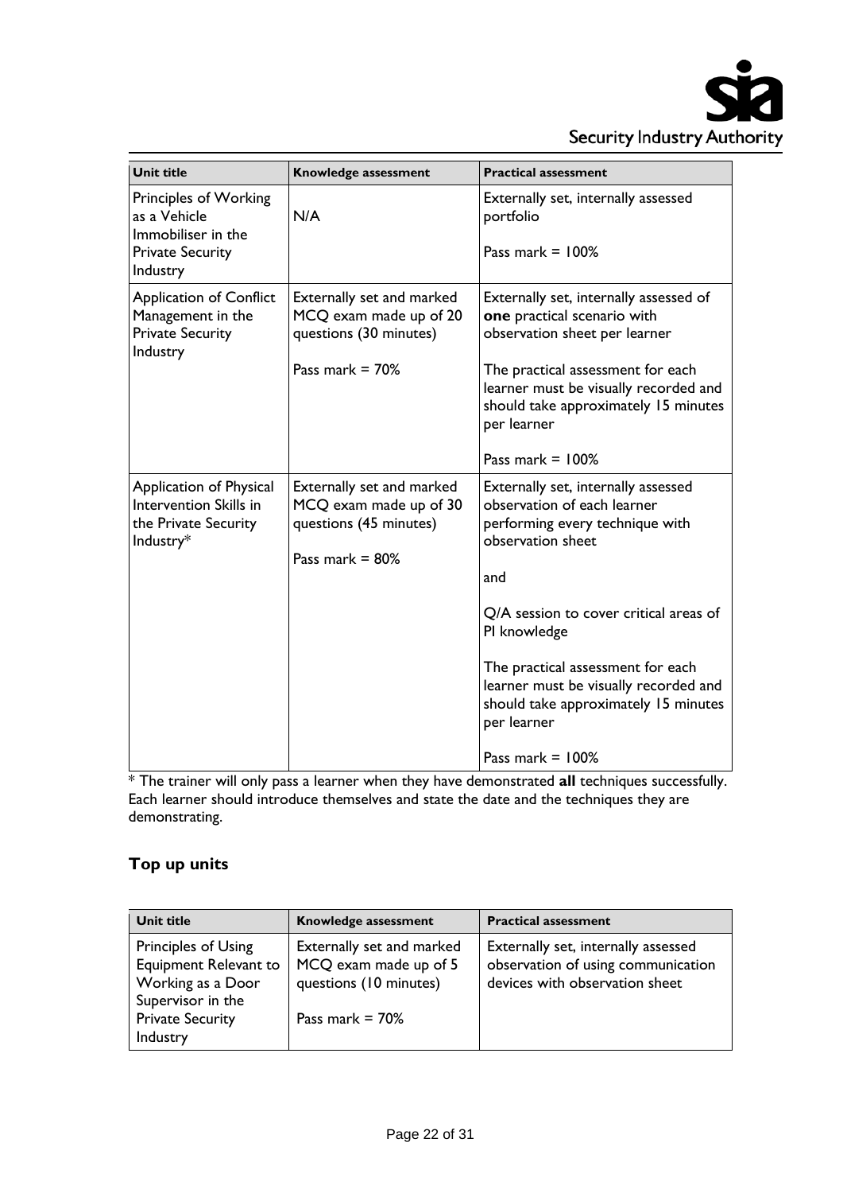| Unit title | Knowledge assessment | Practical assessment |
|---|---|---|
| Principles of Working as a Vehicle Immobiliser in the Private Security Industry | N/A | Externally set, internally assessed portfolio<br><br>Pass mark = 100% |
| Application of Conflict Management in the Private Security Industry | Externally set and marked MCQ exam made up of 20 questions (30 minutes)<br><br>Pass mark = 70% | Externally set, internally assessed of **one** practical scenario with observation sheet per learner<br><br>The practical assessment for each learner must be visually recorded and should take approximately 15 minutes per learner<br><br>Pass mark = 100% |
| Application of Physical Intervention Skills in the Private Security Industry* | Externally set and marked MCQ exam made up of 30 questions (45 minutes)<br><br>Pass mark = 80% | Externally set, internally assessed observation of each learner performing every technique with observation sheet<br><br>and<br><br>Q/A session to cover critical areas of PI knowledge<br><br>The practical assessment for each learner must be visually recorded and should take approximately 15 minutes per learner<br><br>Pass mark = 100% |

* The trainer will only pass a learner when they have demonstrated **all** techniques successfully. Each learner should introduce themselves and state the date and the techniques they are demonstrating.

## Top up units

| Unit title | Knowledge assessment | Practical assessment |
|---|---|---|
| Principles of Using Equipment Relevant to Working as a Door Supervisor in the Private Security Industry | Externally set and marked MCQ exam made up of 5 questions (10 minutes)<br><br>Pass mark = 70% | Externally set, internally assessed observation of using communication devices with observation sheet |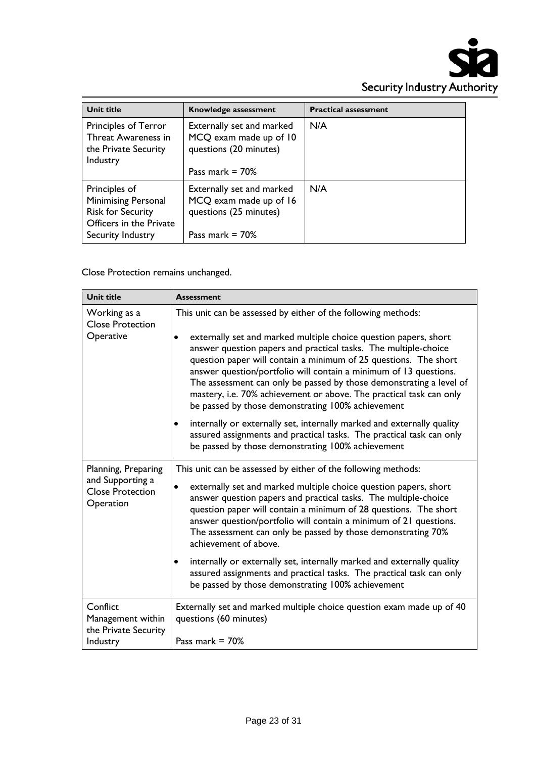| Unit title | Knowledge assessment | Practical assessment |
|---|---|---|
| Principles of Terror Threat Awareness in the Private Security Industry | Externally set and marked MCQ exam made up of 10 questions (20 minutes)<br><br>Pass mark = 70% | N/A |
| Principles of Minimising Personal Risk for Security Officers in the Private Security Industry | Externally set and marked MCQ exam made up of 16 questions (25 minutes)<br><br>Pass mark = 70% | N/A |

Close Protection remains unchanged.

| Unit title | Assessment |
|---|---|
| Working as a Close Protection Operative | This unit can be assessed by either of the following methods:<br><br>• externally set and marked multiple choice question papers, short answer question papers and practical tasks. The multiple-choice question paper will contain a minimum of 25 questions. The short answer question/portfolio will contain a minimum of 13 questions. The assessment can only be passed by those demonstrating a level of mastery, i.e. 70% achievement or above. The practical task can only be passed by those demonstrating 100% achievement<br><br>• internally or externally set, internally marked and externally quality assured assignments and practical tasks. The practical task can only be passed by those demonstrating 100% achievement |
| Planning, Preparing and Supporting a Close Protection Operation | This unit can be assessed by either of the following methods:<br><br>• externally set and marked multiple choice question papers, short answer question papers and practical tasks. The multiple-choice question paper will contain a minimum of 28 questions. The short answer question/portfolio will contain a minimum of 21 questions. The assessment can only be passed by those demonstrating 70% achievement of above.<br><br>• internally or externally set, internally marked and externally quality assured assignments and practical tasks. The practical task can only be passed by those demonstrating 100% achievement |
| Conflict Management within the Private Security Industry | Externally set and marked multiple choice question exam made up of 40 questions (60 minutes)<br><br>Pass mark = 70% |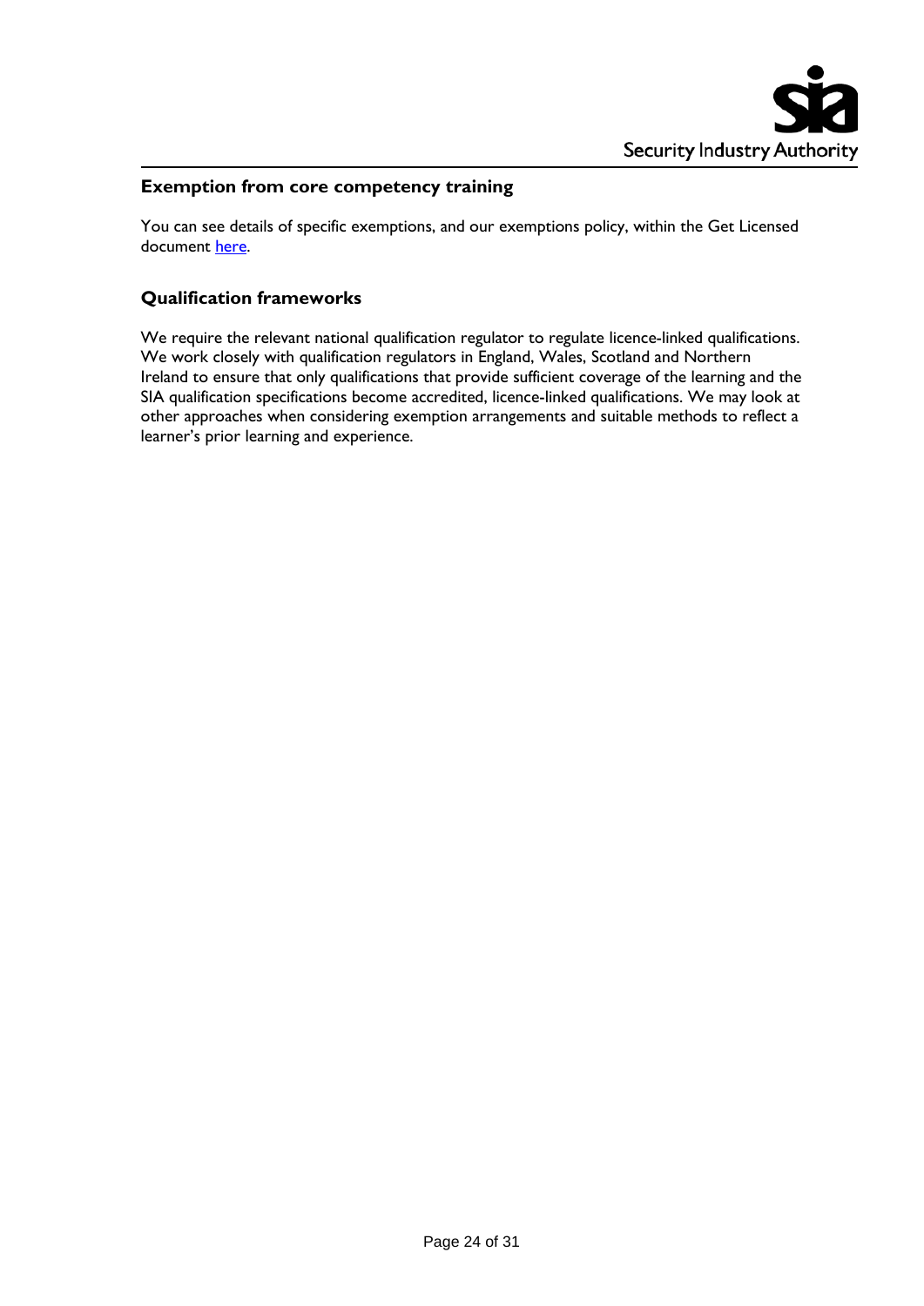## Exemption from core competency training

You can see details of specific exemptions, and our exemptions policy, within the Get Licensed document here.

## Qualification frameworks

We require the relevant national qualification regulator to regulate licence-linked qualifications. We work closely with qualification regulators in England, Wales, Scotland and Northern Ireland to ensure that only qualifications that provide sufficient coverage of the learning and the SIA qualification specifications become accredited, licence-linked qualifications. We may look at other approaches when considering exemption arrangements and suitable methods to reflect a learner's prior learning and experience.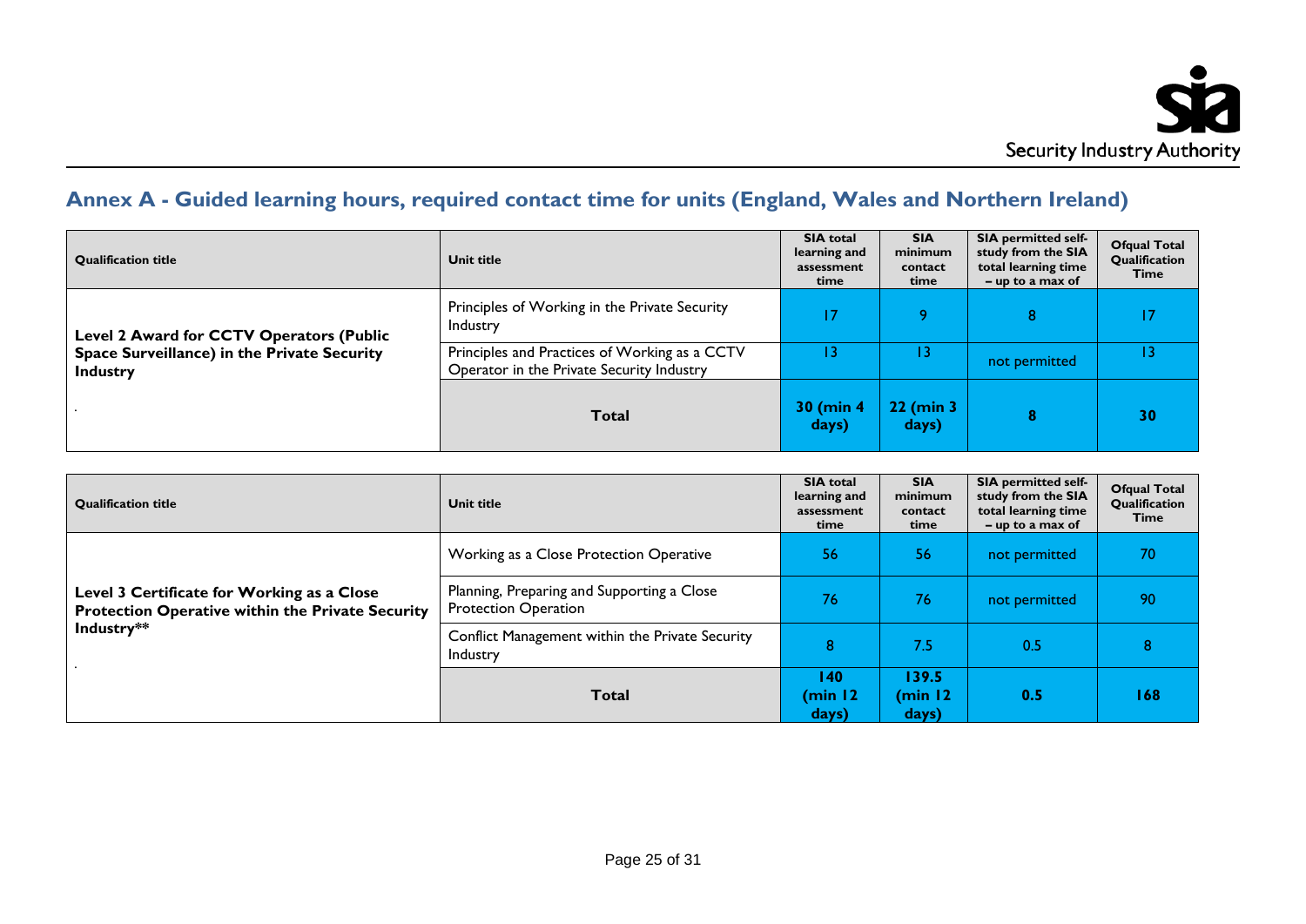## Annex A - Guided learning hours, required contact time for units (England, Wales and Northern Ireland)

| Qualification title | Unit title | SIA total learning and assessment time | SIA minimum contact time | SIA permitted self-study from the SIA total learning time – up to a max of | Ofqual Total Qualification Time |
|---|---|---|---|---|---|
| **Level 2 Award for CCTV Operators (Public Space Surveillance) in the Private Security Industry** | Principles of Working in the Private Security Industry | 17 | 9 | 8 | 17 |
| | Principles and Practices of Working as a CCTV Operator in the Private Security Industry | 13 | 13 | not permitted | 13 |
| . | **Total** | **30 (min 4 days)** | **22 (min 3 days)** | **8** | **30** |

| Qualification title | Unit title | SIA total learning and assessment time | SIA minimum contact time | SIA permitted self-study from the SIA total learning time – up to a max of | Ofqual Total Qualification Time |
|---|---|---|---|---|---|
| **Level 3 Certificate for Working as a Close Protection Operative within the Private Security Industry**** | Working as a Close Protection Operative | 56 | 56 | not permitted | 70 |
| | Planning, Preparing and Supporting a Close Protection Operation | 76 | 76 | not permitted | 90 |
| | Conflict Management within the Private Security Industry | 8 | 7.5 | 0.5 | 8 |
| . | **Total** | **140 (min 12 days)** | **139.5 (min 12 days)** | **0.5** | **168** |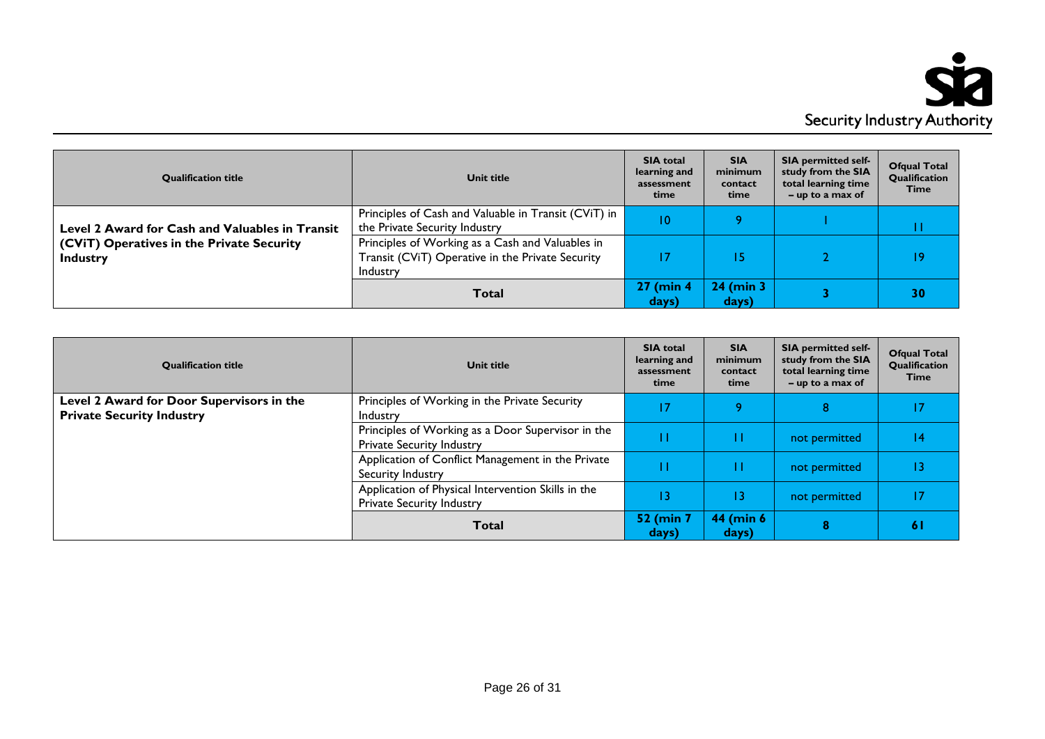| Qualification title | Unit title | SIA total learning and assessment time | SIA minimum contact time | SIA permitted self-study from the SIA total learning time – up to a max of | Ofqual Total Qualification Time |
|---|---|---|---|---|---|
| **Level 2 Award for Cash and Valuables in Transit (CViT) Operatives in the Private Security Industry** | Principles of Cash and Valuable in Transit (CViT) in the Private Security Industry | 10 | 9 | 1 | 11 |
| | Principles of Working as a Cash and Valuables in Transit (CViT) Operative in the Private Security Industry | 17 | 15 | 2 | 19 |
| | **Total** | **27 (min 4 days)** | **24 (min 3 days)** | **3** | **30** |

| Qualification title | Unit title | SIA total learning and assessment time | SIA minimum contact time | SIA permitted self-study from the SIA total learning time – up to a max of | Ofqual Total Qualification Time |
|---|---|---|---|---|---|
| **Level 2 Award for Door Supervisors in the Private Security Industry** | Principles of Working in the Private Security Industry | 17 | 9 | 8 | 17 |
| | Principles of Working as a Door Supervisor in the Private Security Industry | 11 | 11 | not permitted | 14 |
| | Application of Conflict Management in the Private Security Industry | 11 | 11 | not permitted | 13 |
| | Application of Physical Intervention Skills in the Private Security Industry | 13 | 13 | not permitted | 17 |
| | **Total** | **52 (min 7 days)** | **44 (min 6 days)** | **8** | **61** |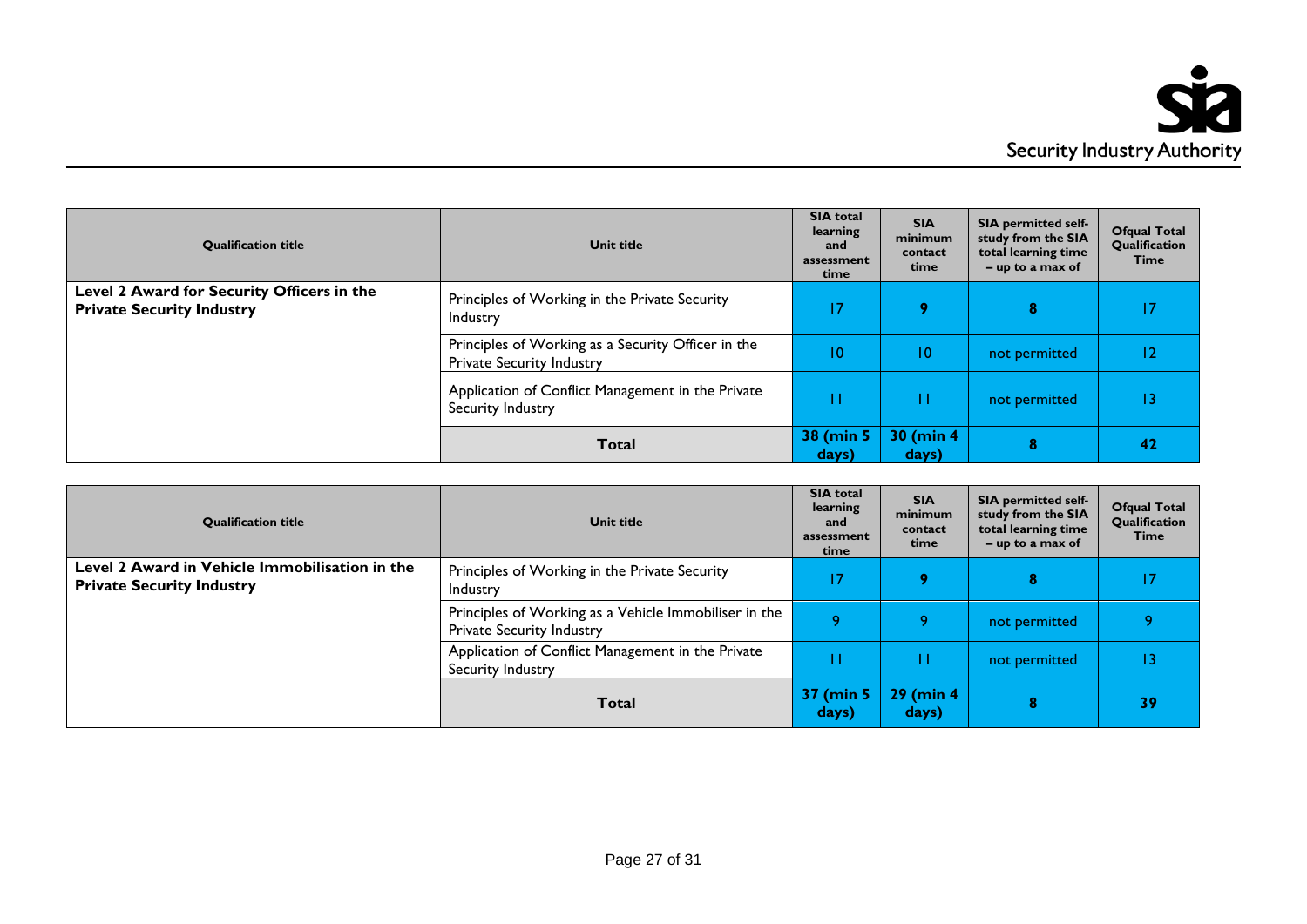| Qualification title | Unit title | SIA total learning and assessment time | SIA minimum contact time | SIA permitted self-study from the SIA total learning time – up to a max of | Ofqual Total Qualification Time |
|---|---|---|---|---|---|
| **Level 2 Award for Security Officers in the Private Security Industry** | Principles of Working in the Private Security Industry | 17 | 9 | 8 | 17 |
| | Principles of Working as a Security Officer in the Private Security Industry | 10 | 10 | not permitted | 12 |
| | Application of Conflict Management in the Private Security Industry | 11 | 11 | not permitted | 13 |
| | **Total** | **38 (min 5 days)** | **30 (min 4 days)** | **8** | **42** |

| Qualification title | Unit title | SIA total learning and assessment time | SIA minimum contact time | SIA permitted self-study from the SIA total learning time – up to a max of | Ofqual Total Qualification Time |
|---|---|---|---|---|---|
| **Level 2 Award in Vehicle Immobilisation in the Private Security Industry** | Principles of Working in the Private Security Industry | 17 | 9 | 8 | 17 |
| | Principles of Working as a Vehicle Immobiliser in the Private Security Industry | 9 | 9 | not permitted | 9 |
| | Application of Conflict Management in the Private Security Industry | 11 | 11 | not permitted | 13 |
| | **Total** | **37 (min 5 days)** | **29 (min 4 days)** | **8** | **39** |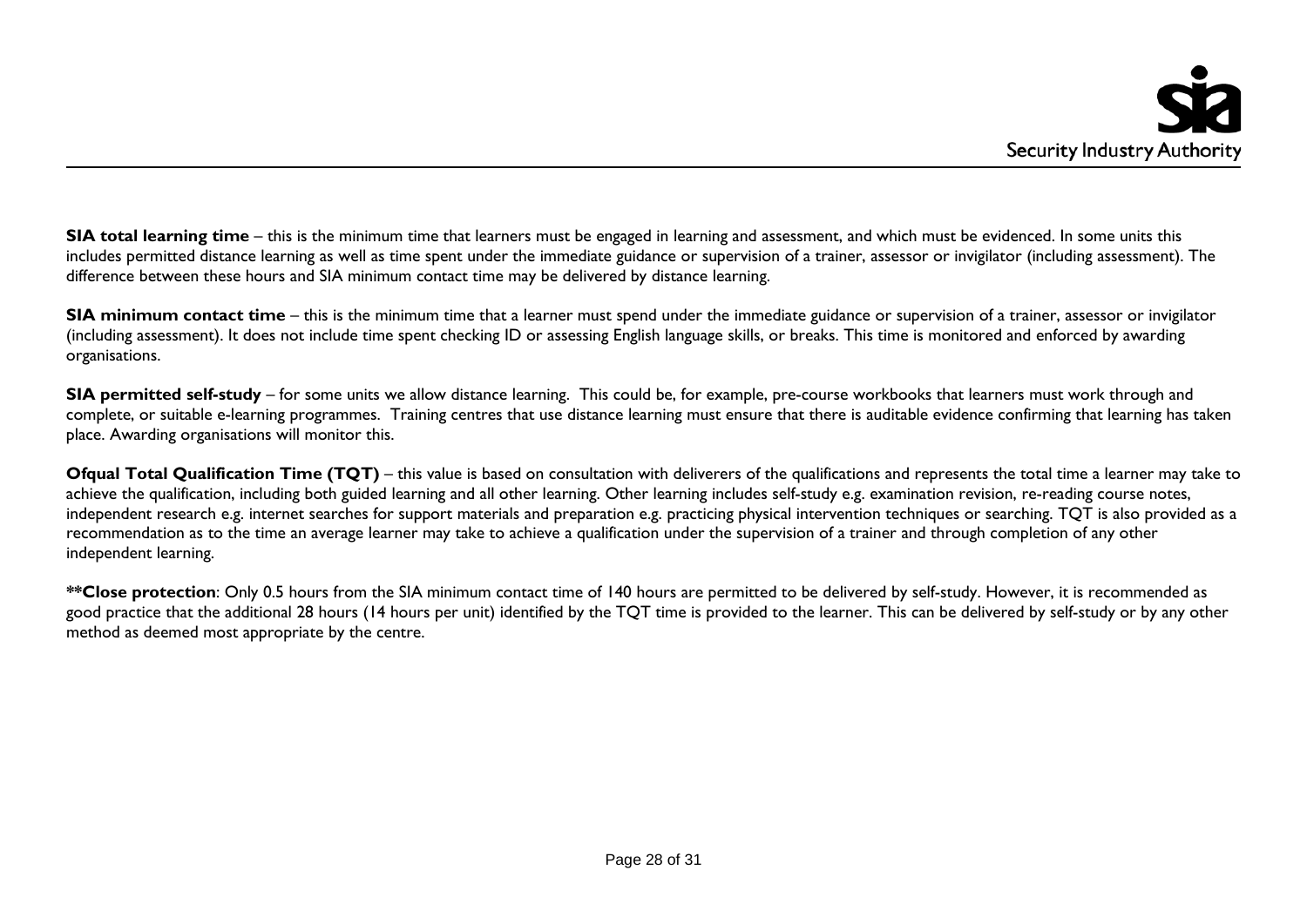**SIA total learning time** – this is the minimum time that learners must be engaged in learning and assessment, and which must be evidenced. In some units this includes permitted distance learning as well as time spent under the immediate guidance or supervision of a trainer, assessor or invigilator (including assessment). The difference between these hours and SIA minimum contact time may be delivered by distance learning.

**SIA minimum contact time** – this is the minimum time that a learner must spend under the immediate guidance or supervision of a trainer, assessor or invigilator (including assessment). It does not include time spent checking ID or assessing English language skills, or breaks. This time is monitored and enforced by awarding organisations.

**SIA permitted self-study** – for some units we allow distance learning. This could be, for example, pre-course workbooks that learners must work through and complete, or suitable e-learning programmes. Training centres that use distance learning must ensure that there is auditable evidence confirming that learning has taken place. Awarding organisations will monitor this.

**Ofqual Total Qualification Time (TQT)** – this value is based on consultation with deliverers of the qualifications and represents the total time a learner may take to achieve the qualification, including both guided learning and all other learning. Other learning includes self-study e.g. examination revision, re-reading course notes, independent research e.g. internet searches for support materials and preparation e.g. practicing physical intervention techniques or searching. TQT is also provided as a recommendation as to the time an average learner may take to achieve a qualification under the supervision of a trainer and through completion of any other independent learning.

****Close protection**: Only 0.5 hours from the SIA minimum contact time of 140 hours are permitted to be delivered by self-study. However, it is recommended as good practice that the additional 28 hours (14 hours per unit) identified by the TQT time is provided to the learner. This can be delivered by self-study or by any other method as deemed most appropriate by the centre.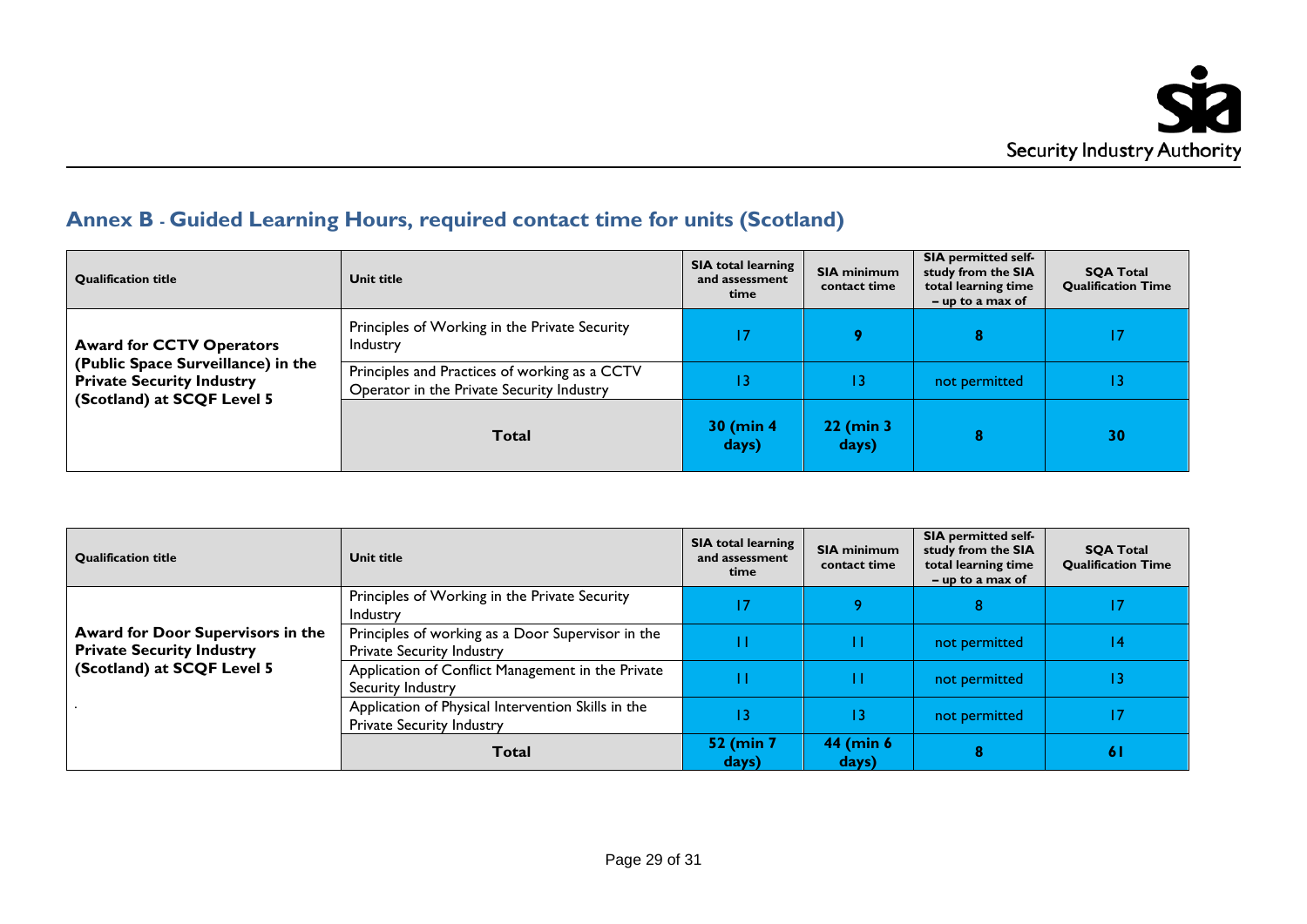## Annex B - Guided Learning Hours, required contact time for units (Scotland)

| Qualification title | Unit title | SIA total learning and assessment time | SIA minimum contact time | SIA permitted self-study from the SIA total learning time – up to a max of | SQA Total Qualification Time |
|---|---|---|---|---|---|
| **Award for CCTV Operators (Public Space Surveillance) in the Private Security Industry (Scotland) at SCQF Level 5** | Principles of Working in the Private Security Industry | 17 | **9** | **8** | 17 |
| | Principles and Practices of working as a CCTV Operator in the Private Security Industry | 13 | 13 | not permitted | 13 |
| | **Total** | **30 (min 4 days)** | **22 (min 3 days)** | **8** | **30** |

| Qualification title | Unit title | SIA total learning and assessment time | SIA minimum contact time | SIA permitted self-study from the SIA total learning time – up to a max of | SQA Total Qualification Time |
|---|---|---|---|---|---|
| **Award for Door Supervisors in the Private Security Industry (Scotland) at SCQF Level 5** | Principles of Working in the Private Security Industry | 17 | 9 | 8 | 17 |
| | Principles of working as a Door Supervisor in the Private Security Industry | 11 | 11 | not permitted | 14 |
| | Application of Conflict Management in the Private Security Industry | 11 | 11 | not permitted | 13 |
| | Application of Physical Intervention Skills in the Private Security Industry | 13 | 13 | not permitted | 17 |
| | **Total** | **52 (min 7 days)** | **44 (min 6 days)** | **8** | **61** |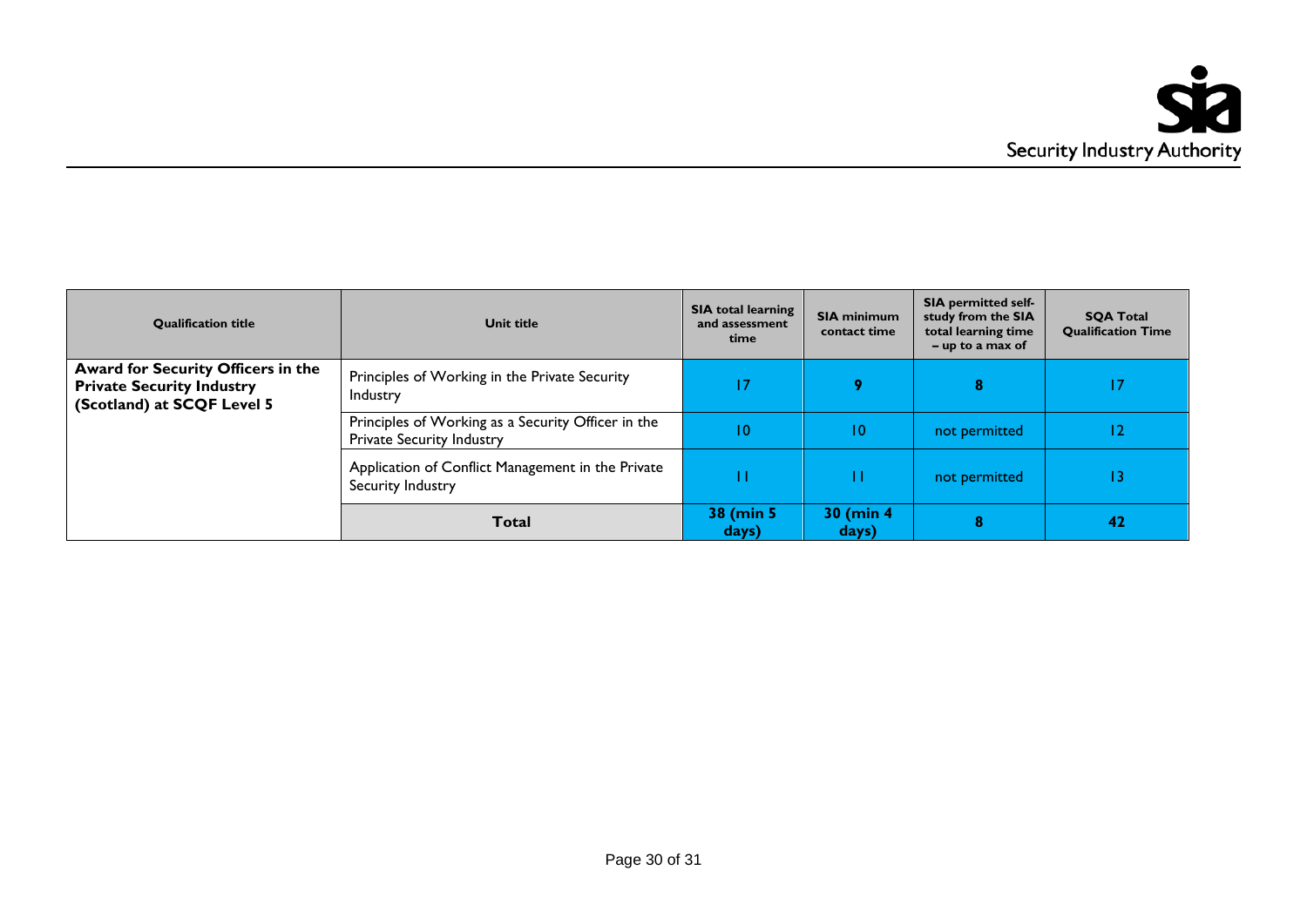| Qualification title | Unit title | SIA total learning and assessment time | SIA minimum contact time | SIA permitted self-study from the SIA total learning time – up to a max of | SQA Total Qualification Time |
|---|---|---|---|---|---|
| **Award for Security Officers in the Private Security Industry (Scotland) at SCQF Level 5** | Principles of Working in the Private Security Industry | 17 | **9** | **8** | 17 |
| | Principles of Working as a Security Officer in the Private Security Industry | 10 | 10 | not permitted | 12 |
| | Application of Conflict Management in the Private Security Industry | 11 | 11 | not permitted | 13 |
| | **Total** | **38 (min 5 days)** | **30 (min 4 days)** | **8** | **42** |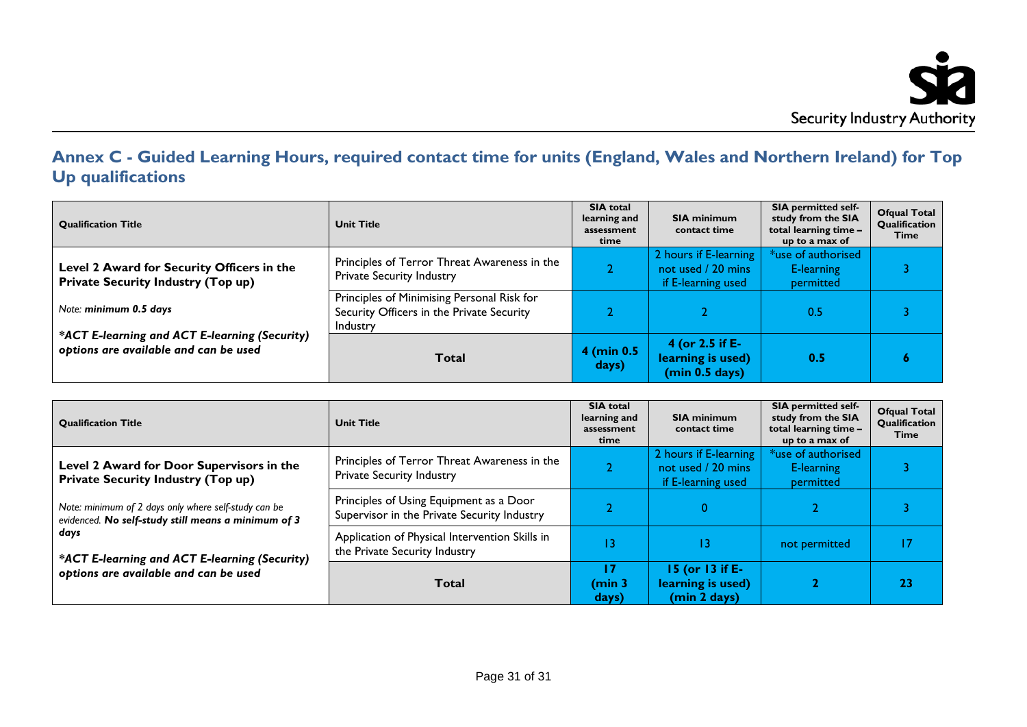## Annex C - Guided Learning Hours, required contact time for units (England, Wales and Northern Ireland) for Top Up qualifications

| Qualification Title | Unit Title | SIA total learning and assessment time | SIA minimum contact time | SIA permitted self-study from the SIA total learning time – up to a max of | Ofqual Total Qualification Time |
|---|---|---|---|---|---|
| **Level 2 Award for Security Officers in the Private Security Industry (Top up)**<br><br>*Note: **minimum 0.5 days***<br><br>***\*ACT E-learning and ACT E-learning (Security) options are available and can be used*** | Principles of Terror Threat Awareness in the Private Security Industry | 2 | 2 hours if E-learning not used / 20 mins if E-learning used | *use of authorised E-learning permitted | 3 |
| | Principles of Minimising Personal Risk for Security Officers in the Private Security Industry | 2 | 2 | 0.5 | 3 |
| | **Total** | **4 (min 0.5 days)** | **4 (or 2.5 if E-learning is used) (min 0.5 days)** | **0.5** | **6** |

| Qualification Title | Unit Title | SIA total learning and assessment time | SIA minimum contact time | SIA permitted self-study from the SIA total learning time – up to a max of | Ofqual Total Qualification Time |
|---|---|---|---|---|---|
| **Level 2 Award for Door Supervisors in the Private Security Industry (Top up)**<br><br>*Note: minimum of 2 days only where self-study can be evidenced. **No self-study still means a minimum of 3 days***<br><br>***\*ACT E-learning and ACT E-learning (Security) options are available and can be used*** | Principles of Terror Threat Awareness in the Private Security Industry | 2 | 2 hours if E-learning not used / 20 mins if E-learning used | *use of authorised E-learning permitted | 3 |
| | Principles of Using Equipment as a Door Supervisor in the Private Security Industry | 2 | 0 | 2 | 3 |
| | Application of Physical Intervention Skills in the Private Security Industry | 13 | 13 | not permitted | 17 |
| | **Total** | **17 (min 3 days)** | **15 (or 13 if E-learning is used) (min 2 days)** | **2** | **23** |